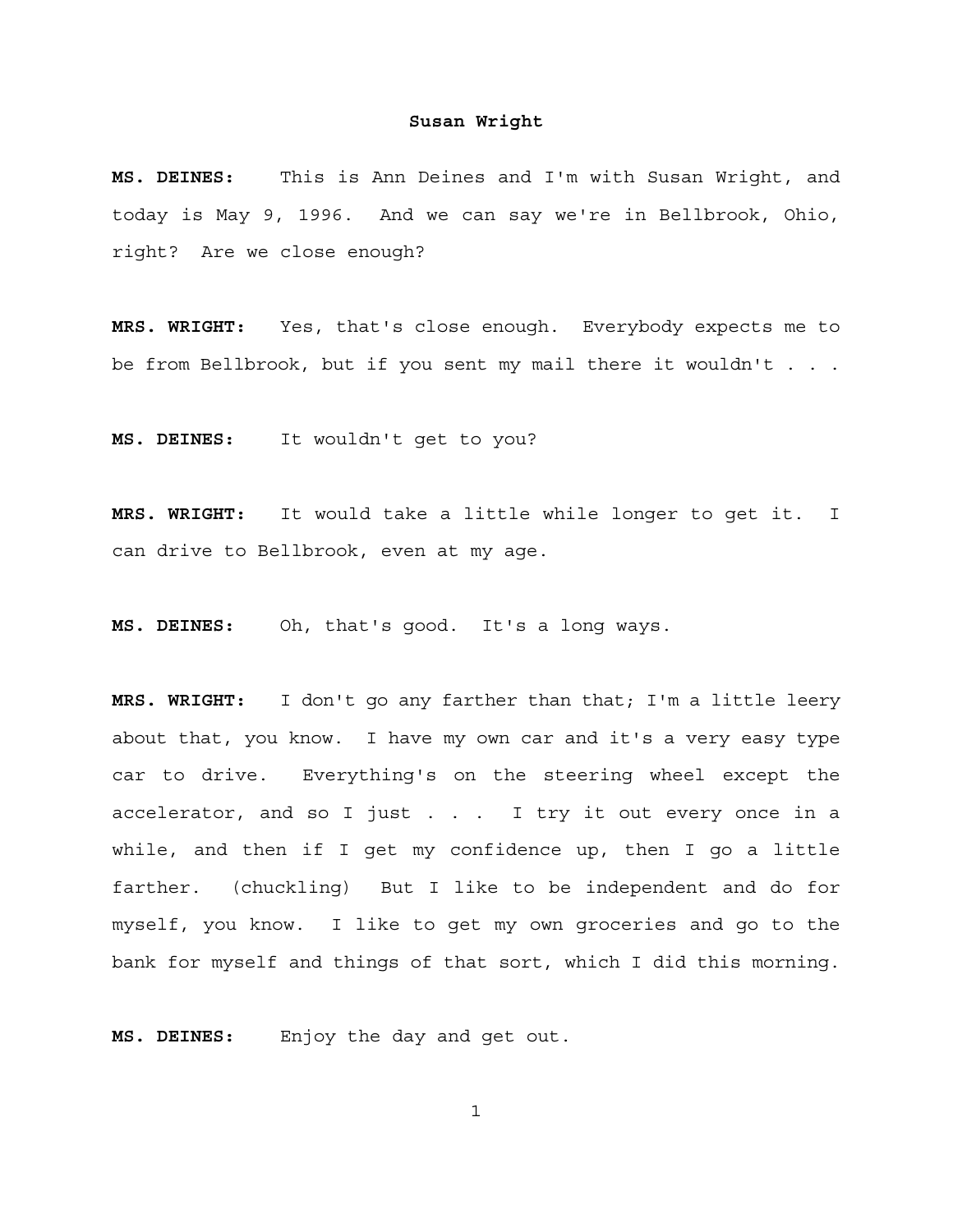# Susan Wright

**MS. DEINES:** This is Ann Deines and I'm with Susan Wright, and today is May 9, 1996. And we can say we're in Bellbrook, Ohio, right? Are we close enough?

**MRS. WRIGHT:** Yes, that's close enough. Everybody expects me to be from Bellbrook, but if you sent my mail there it wouldn't . . .

**MS. DEINES:** It wouldn't get to you?

**MRS. WRIGHT:** It would take a little while longer to get it. I can drive to Bellbrook, even at my age.

**MS. DEINES:** Oh, that's good. It's a long ways.

**MRS. WRIGHT:** I don't go any farther than that; I'm a little leery about that, you know. I have my own car and it's a very easy type car to drive. Everything's on the steering wheel except the accelerator, and so I just . . . I try it out every once in a while, and then if I get my confidence up, then I go a little farther. (chuckling) But I like to be independent and do for myself, you know. I like to get my own groceries and go to the bank for myself and things of that sort, which I did this morning.

**MS. DEINES:** Enjoy the day and get out.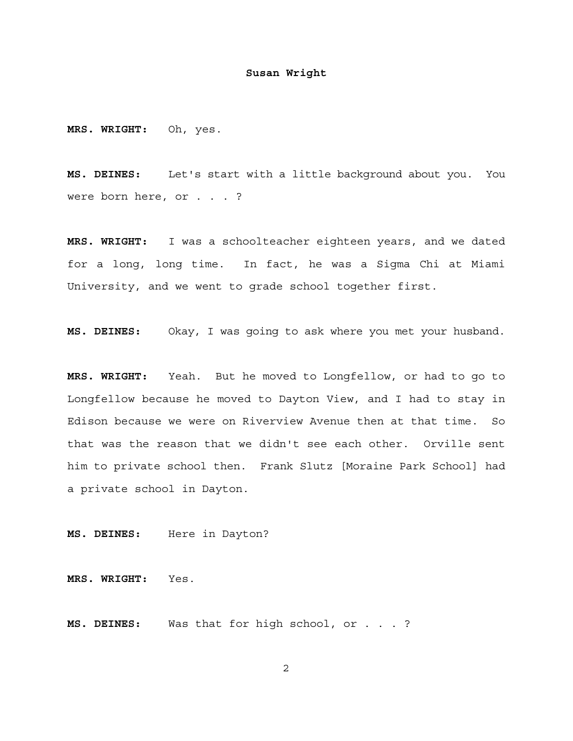**MRS. WRIGHT:** Oh, yes.

**MS. DEINES:** Let's start with a little background about you. You were born here, or . . . ?

**MRS. WRIGHT:** I was a schoolteacher eighteen years, and we dated for a long, long time. In fact, he was a Sigma Chi at Miami University, and we went to grade school together first.

**MS. DEINES:** Okay, I was going to ask where you met your husband.

**MRS. WRIGHT:** Yeah. But he moved to Longfellow, or had to go to Longfellow because he moved to Dayton View, and I had to stay in Edison because we were on Riverview Avenue then at that time. So that was the reason that we didn't see each other. Orville sent him to private school then. Frank Slutz [Moraine Park School] had a private school in Dayton.

**MS. DEINES:** Here in Dayton?

**MRS. WRIGHT:** Yes.

**MS. DEINES:** Was that for high school, or . . . ?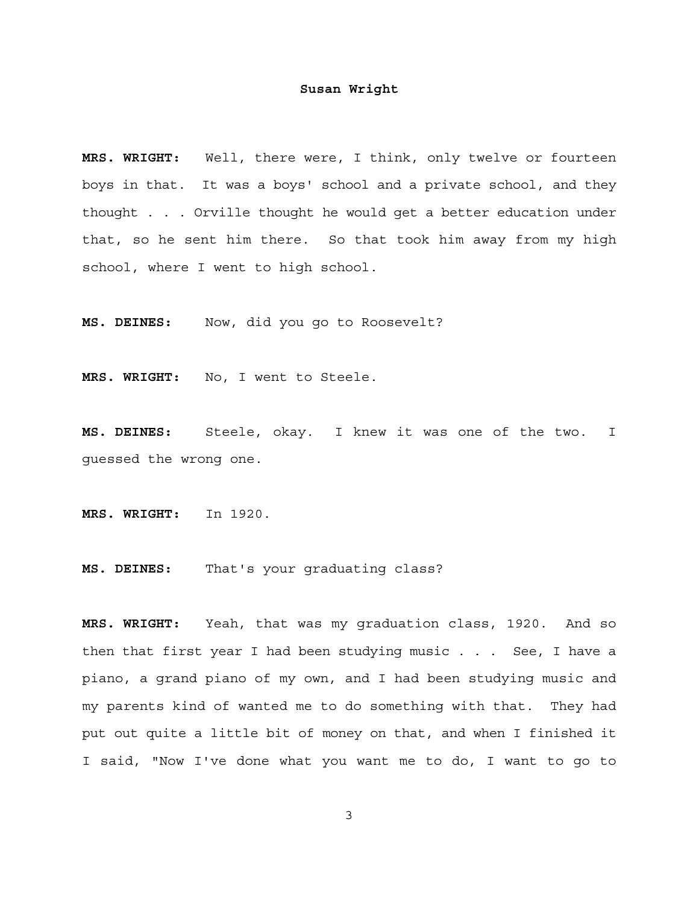**MRS. WRIGHT:** Well, there were, I think, only twelve or fourteen boys in that. It was a boys' school and a private school, and they thought . . . Orville thought he would get a better education under that, so he sent him there. So that took him away from my high school, where I went to high school.

**MS. DEINES:** Now, did you go to Roosevelt?

**MRS. WRIGHT:** No, I went to Steele.

**MS. DEINES:** Steele, okay. I knew it was one of the two. I guessed the wrong one.

**MRS. WRIGHT:** In 1920.

**MS. DEINES:** That's your graduating class?

**MRS. WRIGHT:** Yeah, that was my graduation class, 1920. And so then that first year I had been studying music . . . See, I have a piano, a grand piano of my own, and I had been studying music and my parents kind of wanted me to do something with that. They had put out quite a little bit of money on that, and when I finished it I said, "Now I've done what you want me to do, I want to go to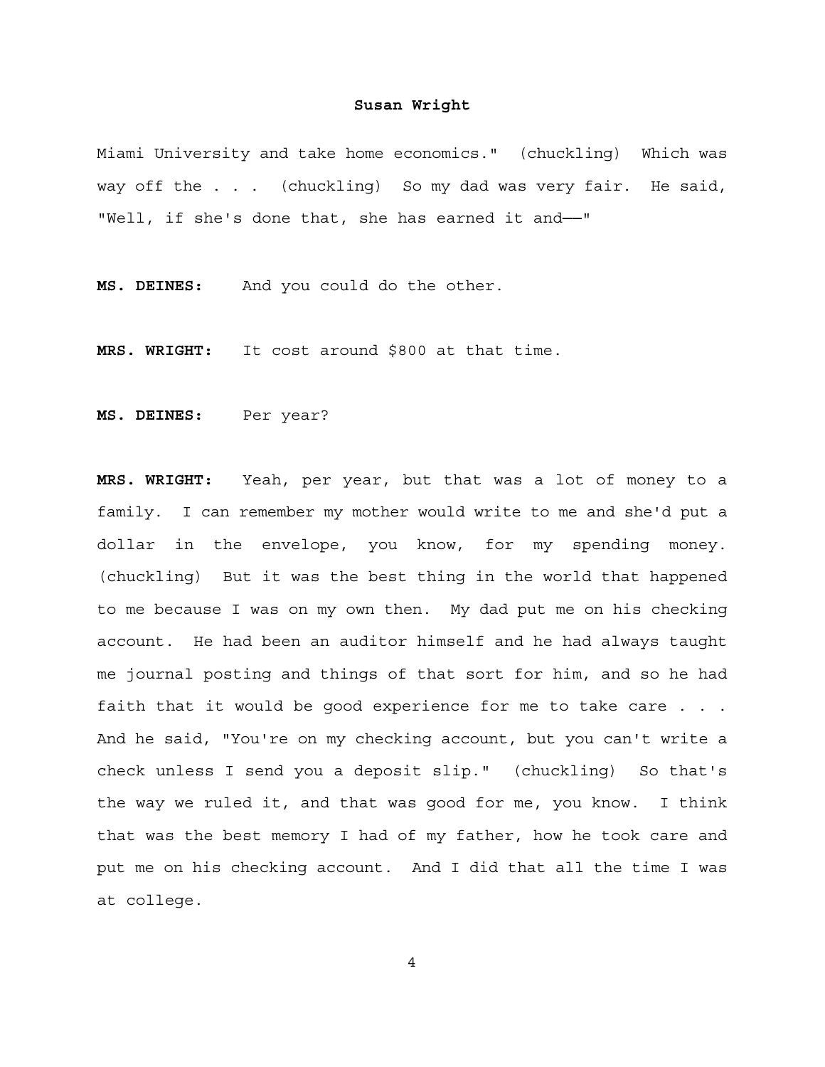Miami University and take home economics." (chuckling) Which was way off the . . . (chuckling) So my dad was very fair. He said, "Well, if she's done that, she has earned it and——"

**MS. DEINES:** And you could do the other.

**MRS. WRIGHT:** It cost around $800 at that time.

**MS. DEINES:** Per year?

**MRS. WRIGHT:** Yeah, per year, but that was a lot of money to a family. I can remember my mother would write to me and she'd put a dollar in the envelope, you know, for my spending money. (chuckling) But it was the best thing in the world that happened to me because I was on my own then. My dad put me on his checking account. He had been an auditor himself and he had always taught me journal posting and things of that sort for him, and so he had faith that it would be good experience for me to take care . . . And he said, "You're on my checking account, but you can't write a check unless I send you a deposit slip." (chuckling) So that's the way we ruled it, and that was good for me, you know. I think that was the best memory I had of my father, how he took care and put me on his checking account. And I did that all the time I was at college.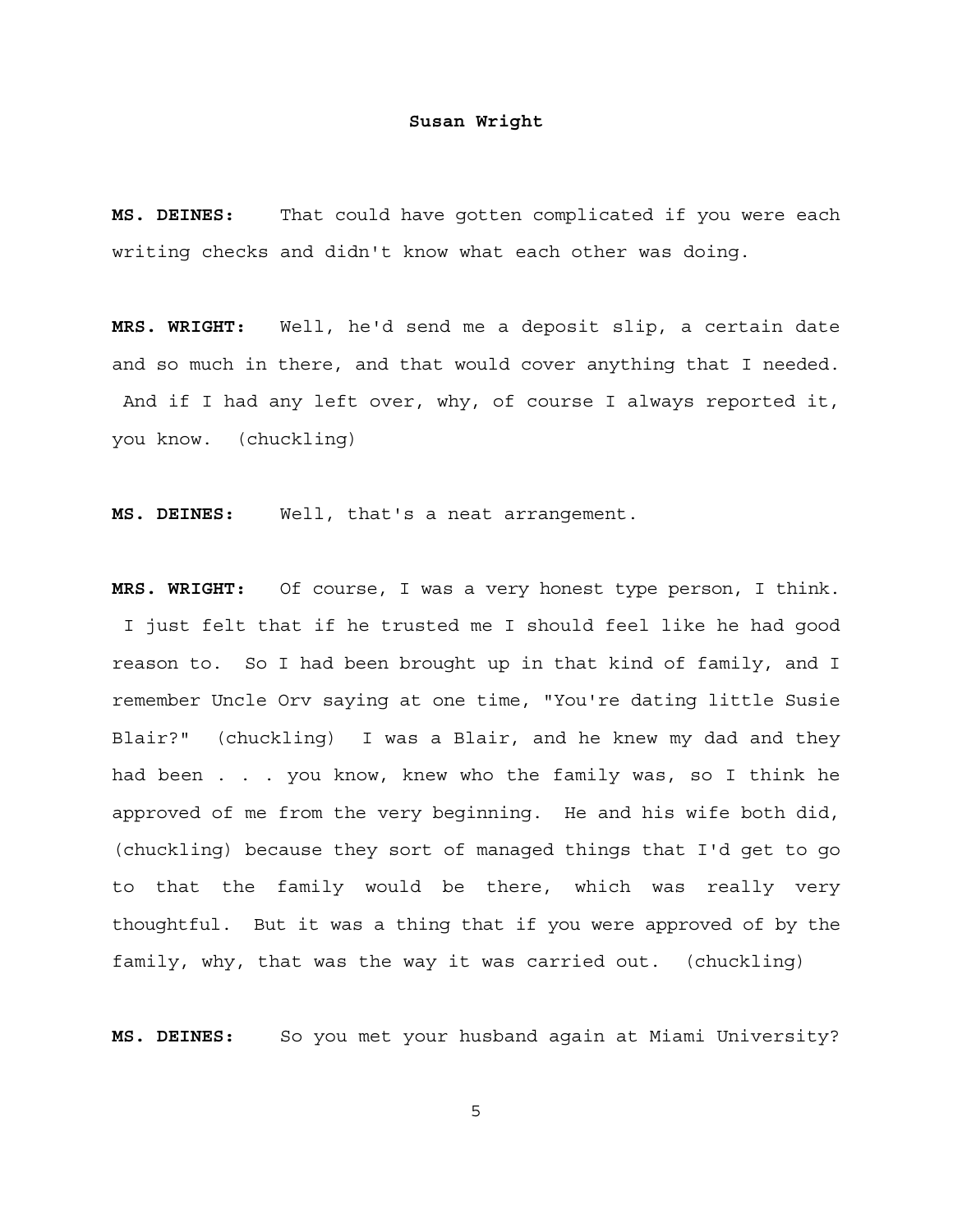**MS. DEINES:** That could have gotten complicated if you were each writing checks and didn't know what each other was doing.

**MRS. WRIGHT:** Well, he'd send me a deposit slip, a certain date and so much in there, and that would cover anything that I needed. And if I had any left over, why, of course I always reported it, you know. (chuckling)

**MS. DEINES:** Well, that's a neat arrangement.

**MRS. WRIGHT:** Of course, I was a very honest type person, I think. I just felt that if he trusted me I should feel like he had good reason to. So I had been brought up in that kind of family, and I remember Uncle Orv saying at one time, "You're dating little Susie Blair?" (chuckling) I was a Blair, and he knew my dad and they had been . . . you know, knew who the family was, so I think he approved of me from the very beginning. He and his wife both did, (chuckling) because they sort of managed things that I'd get to go to that the family would be there, which was really very thoughtful. But it was a thing that if you were approved of by the family, why, that was the way it was carried out. (chuckling)

**MS. DEINES:** So you met your husband again at Miami University?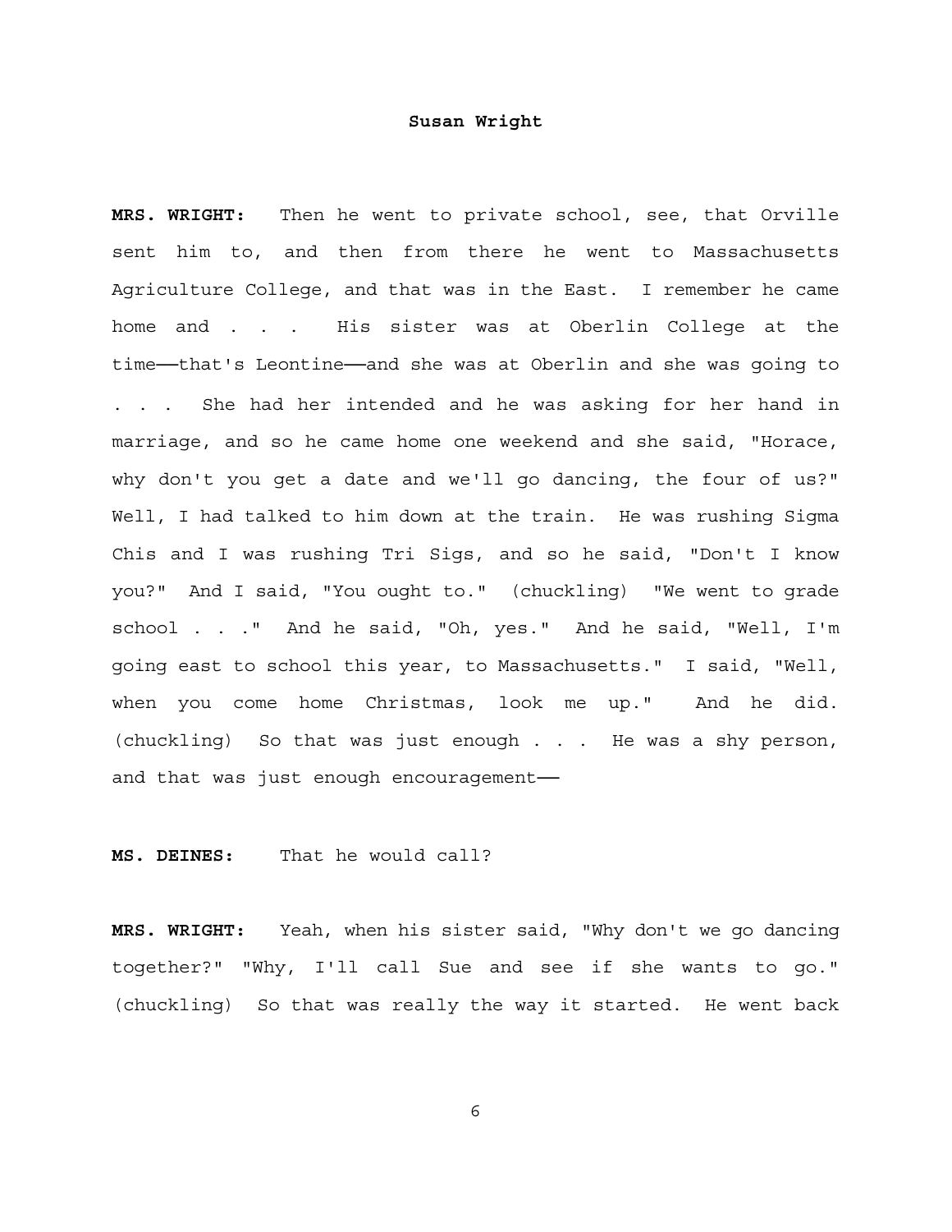**MRS. WRIGHT:** Then he went to private school, see, that Orville sent him to, and then from there he went to Massachusetts Agriculture College, and that was in the East. I remember he came home and . . . His sister was at Oberlin College at the time——that's Leontine——and she was at Oberlin and she was going to . . . She had her intended and he was asking for her hand in marriage, and so he came home one weekend and she said, "Horace, why don't you get a date and we'll go dancing, the four of us?" Well, I had talked to him down at the train. He was rushing Sigma Chis and I was rushing Tri Sigs, and so he said, "Don't I know you?" And I said, "You ought to." (chuckling) "We went to grade school . . ." And he said, "Oh, yes." And he said, "Well, I'm going east to school this year, to Massachusetts." I said, "Well, when you come home Christmas, look me up." And he did. (chuckling) So that was just enough . . . He was a shy person, and that was just enough encouragement——

**MS. DEINES:** That he would call?

**MRS. WRIGHT:** Yeah, when his sister said, "Why don't we go dancing together?" "Why, I'll call Sue and see if she wants to go." (chuckling) So that was really the way it started. He went back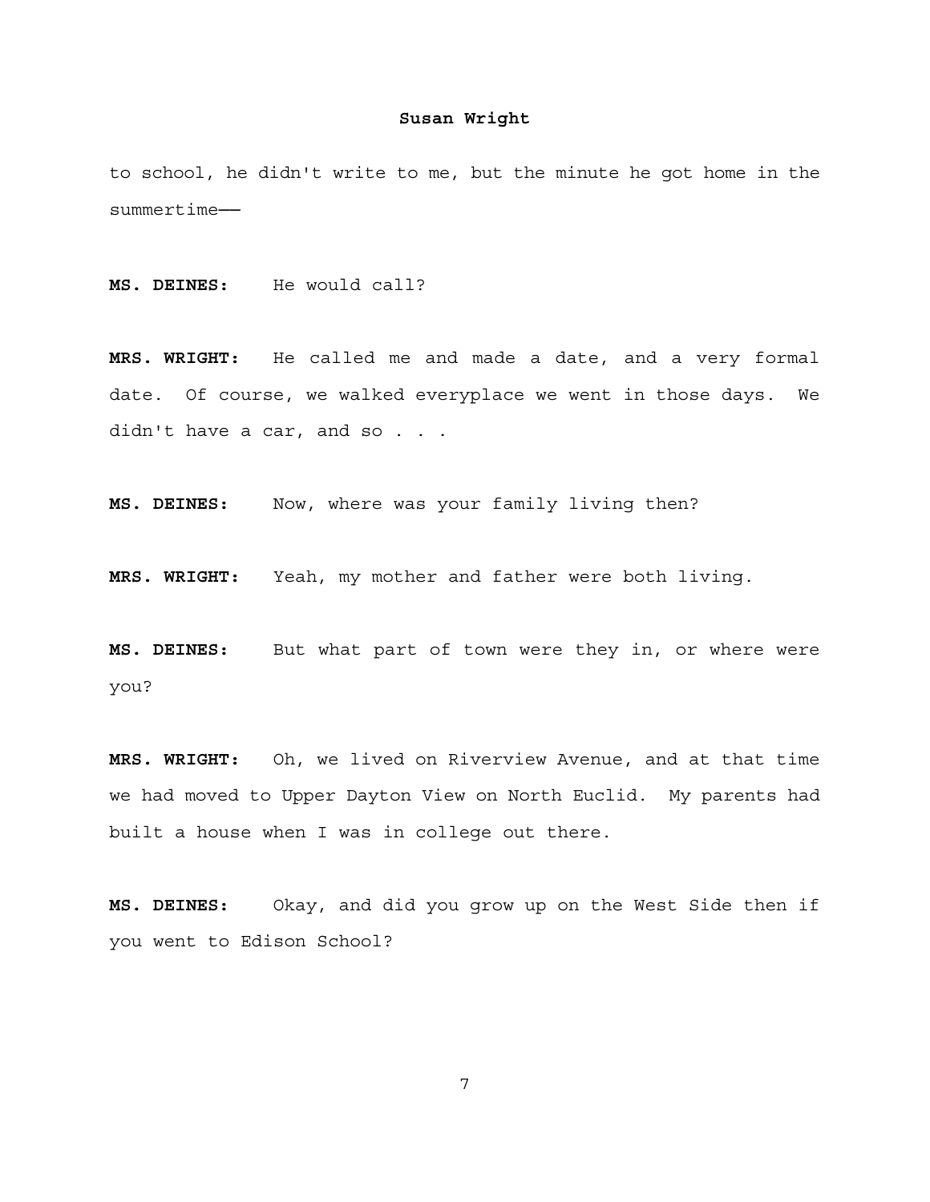to school, he didn't write to me, but the minute he got home in the summertime——

**MS. DEINES:** He would call?

**MRS. WRIGHT:** He called me and made a date, and a very formal date. Of course, we walked everyplace we went in those days. We didn't have a car, and so . . .

**MS. DEINES:** Now, where was your family living then?

**MRS. WRIGHT:** Yeah, my mother and father were both living.

**MS. DEINES:** But what part of town were they in, or where were you?

**MRS. WRIGHT:** Oh, we lived on Riverview Avenue, and at that time we had moved to Upper Dayton View on North Euclid. My parents had built a house when I was in college out there.

**MS. DEINES:** Okay, and did you grow up on the West Side then if you went to Edison School?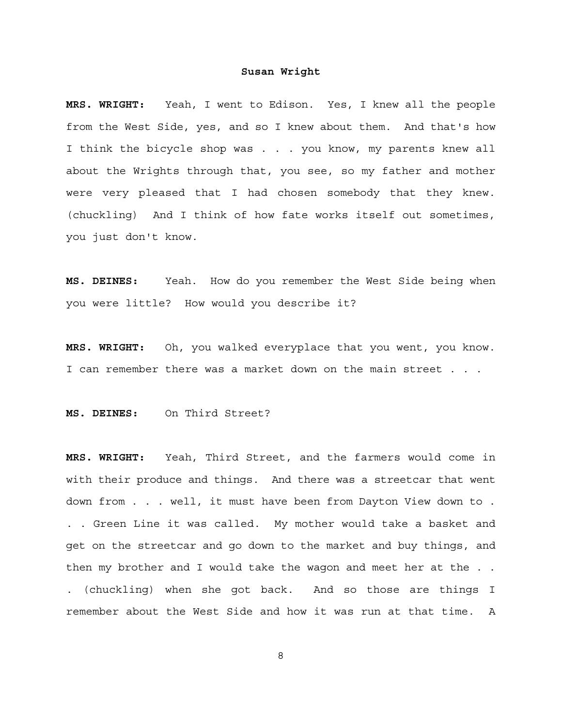**MRS. WRIGHT:** Yeah, I went to Edison. Yes, I knew all the people from the West Side, yes, and so I knew about them. And that's how I think the bicycle shop was . . . you know, my parents knew all about the Wrights through that, you see, so my father and mother were very pleased that I had chosen somebody that they knew. (chuckling) And I think of how fate works itself out sometimes, you just don't know.

**MS. DEINES:** Yeah. How do you remember the West Side being when you were little? How would you describe it?

**MRS. WRIGHT:** Oh, you walked everyplace that you went, you know. I can remember there was a market down on the main street . . .

**MS. DEINES:** On Third Street?

**MRS. WRIGHT:** Yeah, Third Street, and the farmers would come in with their produce and things. And there was a streetcar that went down from . . . well, it must have been from Dayton View down to . . . Green Line it was called. My mother would take a basket and get on the streetcar and go down to the market and buy things, and then my brother and I would take the wagon and meet her at the . . . (chuckling) when she got back. And so those are things I remember about the West Side and how it was run at that time. A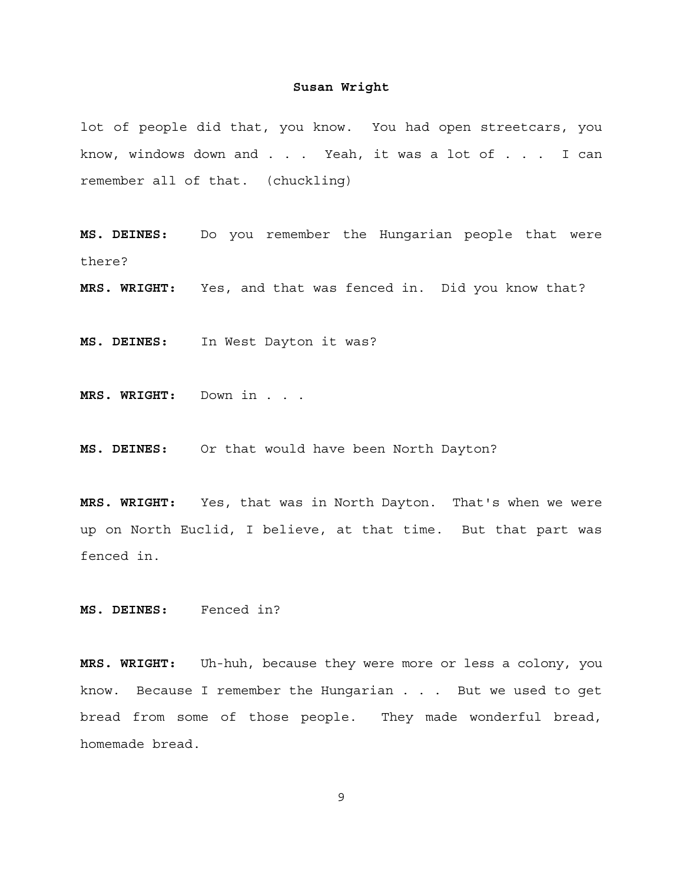lot of people did that, you know. You had open streetcars, you know, windows down and . . . Yeah, it was a lot of . . . I can remember all of that. (chuckling)

**MS. DEINES:** Do you remember the Hungarian people that were there?

**MRS. WRIGHT:** Yes, and that was fenced in. Did you know that?

**MS. DEINES:** In West Dayton it was?

**MRS. WRIGHT:** Down in . . .

**MS. DEINES:** Or that would have been North Dayton?

**MRS. WRIGHT:** Yes, that was in North Dayton. That's when we were up on North Euclid, I believe, at that time. But that part was fenced in.

**MS. DEINES:** Fenced in?

**MRS. WRIGHT:** Uh-huh, because they were more or less a colony, you know. Because I remember the Hungarian . . . But we used to get bread from some of those people. They made wonderful bread, homemade bread.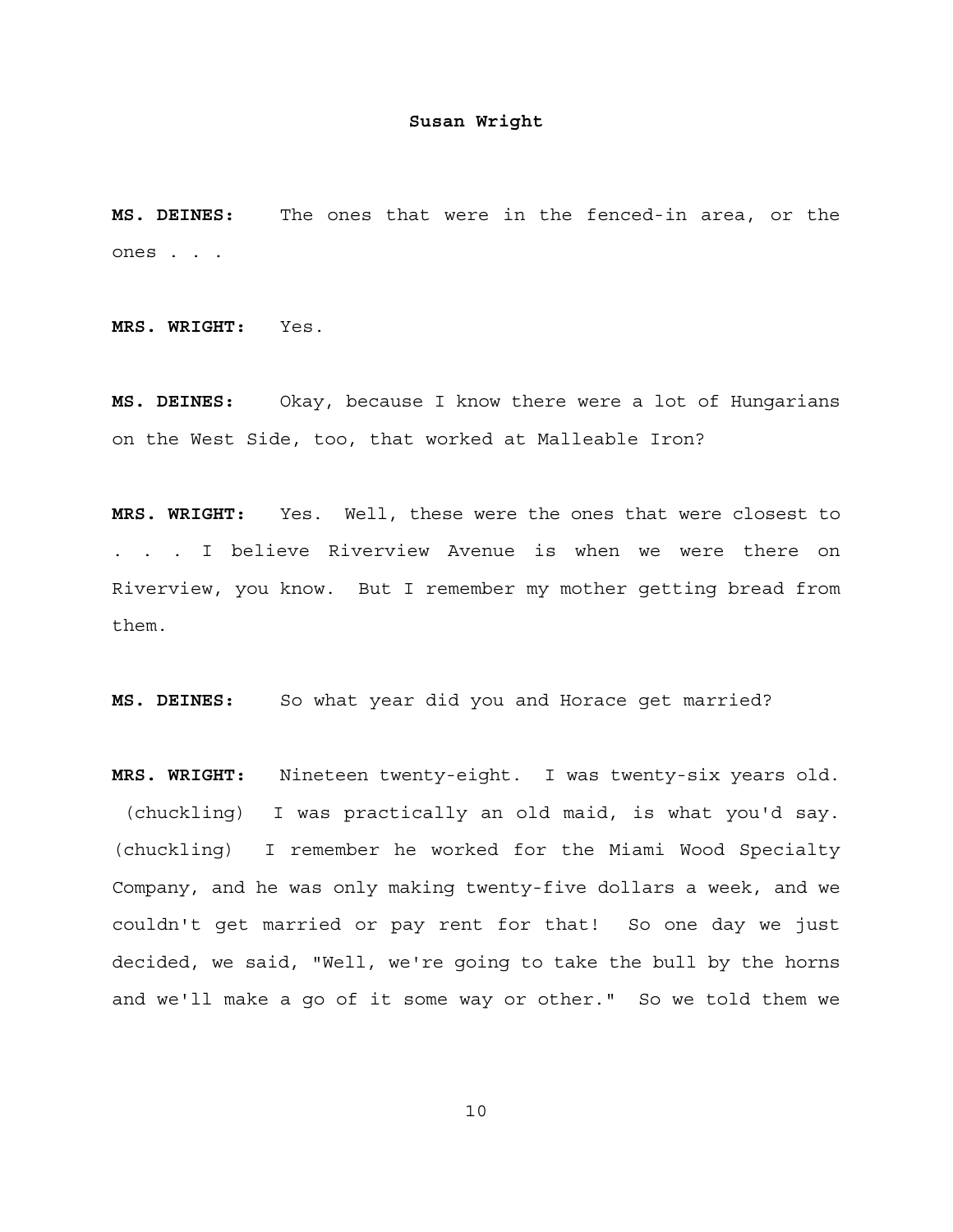**MS. DEINES:** The ones that were in the fenced-in area, or the ones . . .

**MRS. WRIGHT:** Yes.

**MS. DEINES:** Okay, because I know there were a lot of Hungarians on the West Side, too, that worked at Malleable Iron?

**MRS. WRIGHT:** Yes. Well, these were the ones that were closest to . . . I believe Riverview Avenue is when we were there on Riverview, you know. But I remember my mother getting bread from them.

**MS. DEINES:** So what year did you and Horace get married?

**MRS. WRIGHT:** Nineteen twenty-eight. I was twenty-six years old. (chuckling) I was practically an old maid, is what you'd say. (chuckling) I remember he worked for the Miami Wood Specialty Company, and he was only making twenty-five dollars a week, and we couldn't get married or pay rent for that! So one day we just decided, we said, "Well, we're going to take the bull by the horns and we'll make a go of it some way or other." So we told them we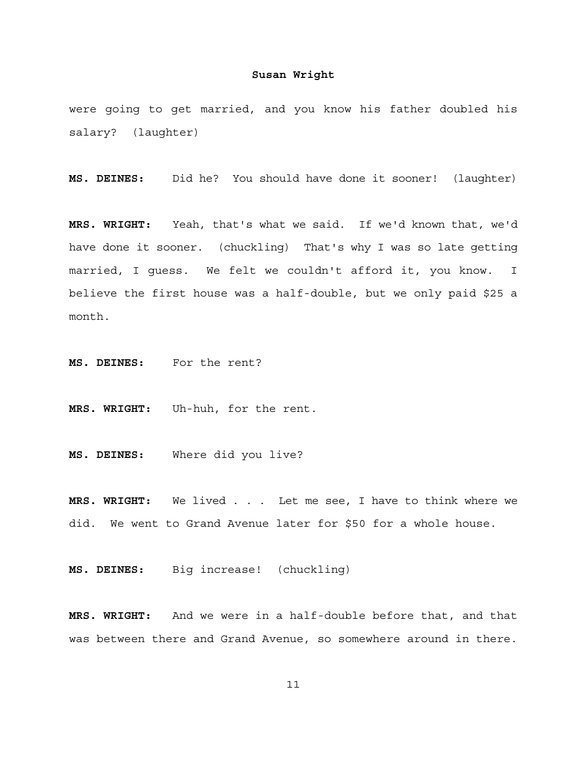were going to get married, and you know his father doubled his salary? (laughter)

**MS. DEINES:** Did he? You should have done it sooner! (laughter)

**MRS. WRIGHT:** Yeah, that's what we said. If we'd known that, we'd have done it sooner. (chuckling) That's why I was so late getting married, I guess. We felt we couldn't afford it, you know. I believe the first house was a half-double, but we only paid $25 a month.

**MS. DEINES:** For the rent?

**MRS. WRIGHT:** Uh-huh, for the rent.

**MS. DEINES:** Where did you live?

**MRS. WRIGHT:** We lived . . . Let me see, I have to think where we did. We went to Grand Avenue later for $50 for a whole house.

**MS. DEINES:** Big increase! (chuckling)

**MRS. WRIGHT:** And we were in a half-double before that, and that was between there and Grand Avenue, so somewhere around in there.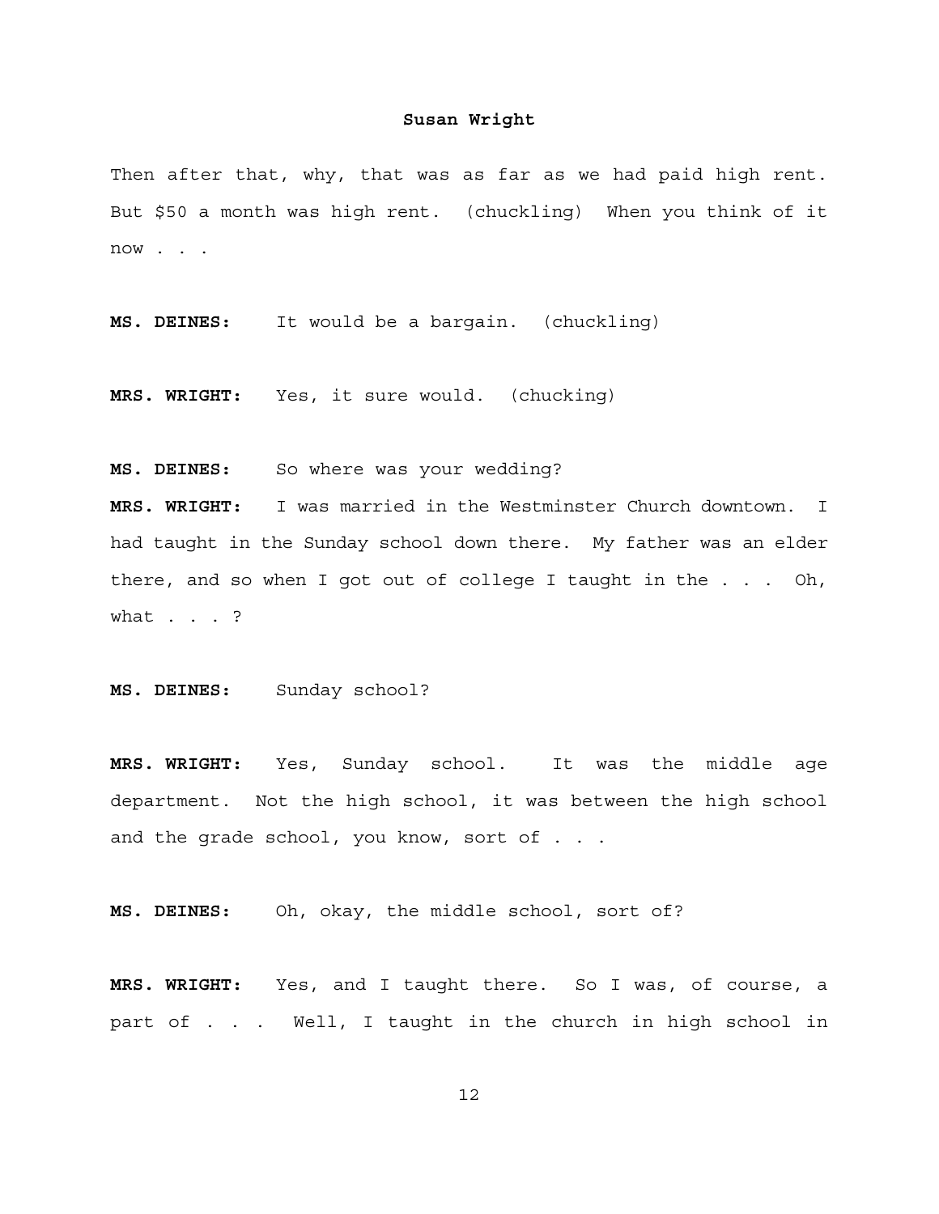Then after that, why, that was as far as we had paid high rent. But $50 a month was high rent. (chuckling) When you think of it now . . .

**MS. DEINES:** It would be a bargain. (chuckling)

**MRS. WRIGHT:** Yes, it sure would. (chucking)

**MS. DEINES:** So where was your wedding?

**MRS. WRIGHT:** I was married in the Westminster Church downtown. I had taught in the Sunday school down there. My father was an elder there, and so when I got out of college I taught in the . . . Oh, what . . . ?

**MS. DEINES:** Sunday school?

**MRS. WRIGHT:** Yes, Sunday school. It was the middle age department. Not the high school, it was between the high school and the grade school, you know, sort of . . .

**MS. DEINES:** Oh, okay, the middle school, sort of?

**MRS. WRIGHT:** Yes, and I taught there. So I was, of course, a part of . . . Well, I taught in the church in high school in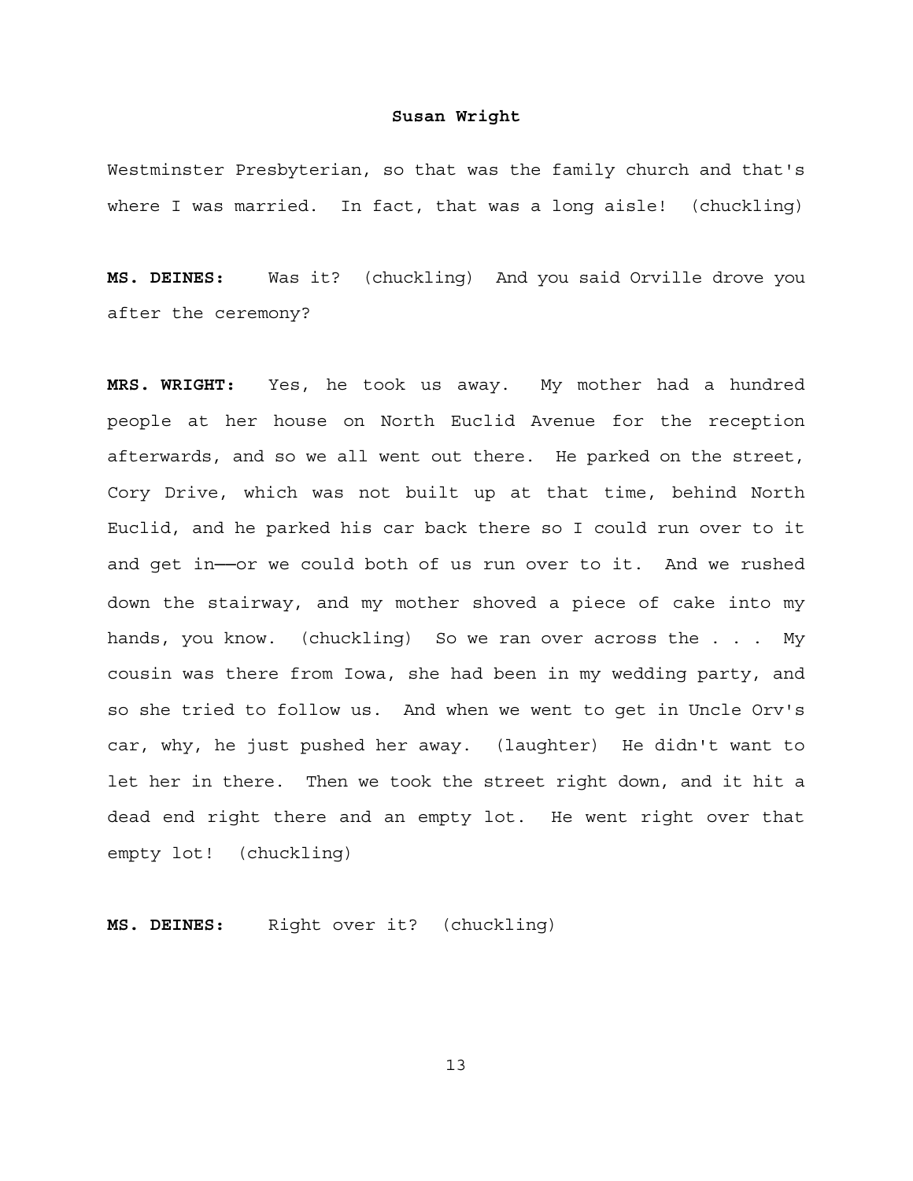Westminster Presbyterian, so that was the family church and that's where I was married. In fact, that was a long aisle! (chuckling)

**MS. DEINES:** Was it? (chuckling) And you said Orville drove you after the ceremony?

**MRS. WRIGHT:** Yes, he took us away. My mother had a hundred people at her house on North Euclid Avenue for the reception afterwards, and so we all went out there. He parked on the street, Cory Drive, which was not built up at that time, behind North Euclid, and he parked his car back there so I could run over to it and get in——or we could both of us run over to it. And we rushed down the stairway, and my mother shoved a piece of cake into my hands, you know. (chuckling) So we ran over across the . . . My cousin was there from Iowa, she had been in my wedding party, and so she tried to follow us. And when we went to get in Uncle Orv's car, why, he just pushed her away. (laughter) He didn't want to let her in there. Then we took the street right down, and it hit a dead end right there and an empty lot. He went right over that empty lot! (chuckling)

**MS. DEINES:** Right over it? (chuckling)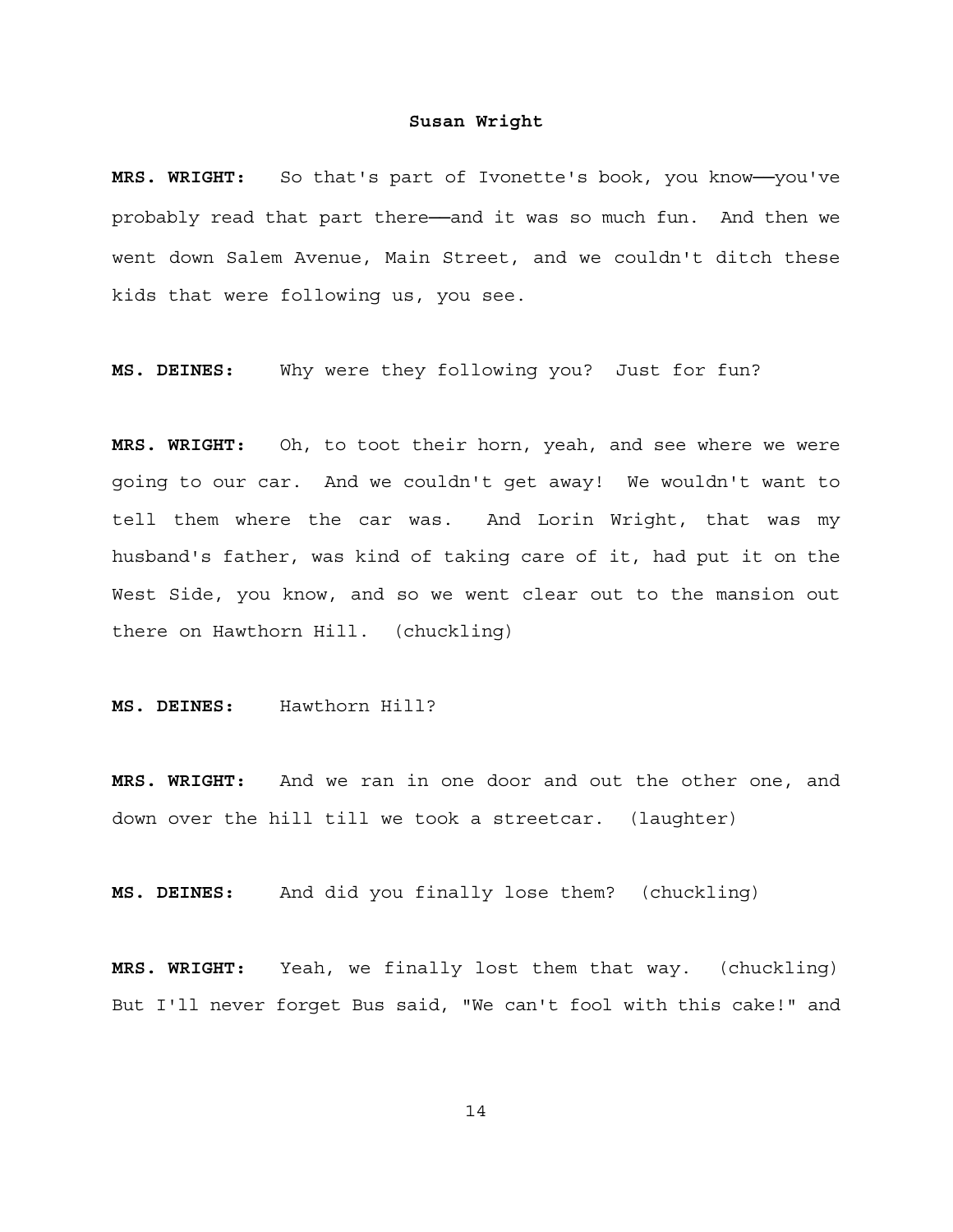**MRS. WRIGHT:** So that's part of Ivonette's book, you know——you've probably read that part there——and it was so much fun. And then we went down Salem Avenue, Main Street, and we couldn't ditch these kids that were following us, you see.

**MS. DEINES:** Why were they following you? Just for fun?

**MRS. WRIGHT:** Oh, to toot their horn, yeah, and see where we were going to our car. And we couldn't get away! We wouldn't want to tell them where the car was. And Lorin Wright, that was my husband's father, was kind of taking care of it, had put it on the West Side, you know, and so we went clear out to the mansion out there on Hawthorn Hill. (chuckling)

**MS. DEINES:** Hawthorn Hill?

**MRS. WRIGHT:** And we ran in one door and out the other one, and down over the hill till we took a streetcar. (laughter)

**MS. DEINES:** And did you finally lose them? (chuckling)

**MRS. WRIGHT:** Yeah, we finally lost them that way. (chuckling) But I'll never forget Bus said, "We can't fool with this cake!" and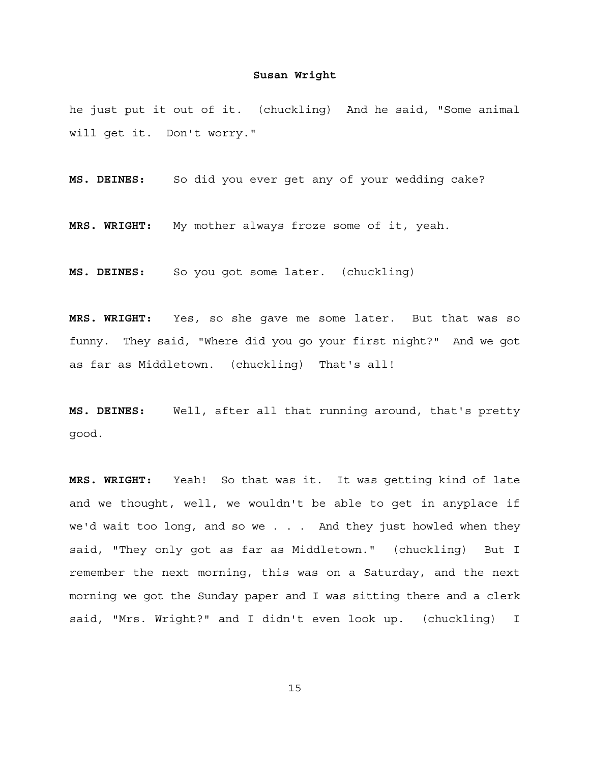he just put it out of it. (chuckling) And he said, "Some animal will get it. Don't worry."

**MS. DEINES:** So did you ever get any of your wedding cake?

**MRS. WRIGHT:** My mother always froze some of it, yeah.

**MS. DEINES:** So you got some later. (chuckling)

**MRS. WRIGHT:** Yes, so she gave me some later. But that was so funny. They said, "Where did you go your first night?" And we got as far as Middletown. (chuckling) That's all!

**MS. DEINES:** Well, after all that running around, that's pretty good.

**MRS. WRIGHT:** Yeah! So that was it. It was getting kind of late and we thought, well, we wouldn't be able to get in anyplace if we'd wait too long, and so we . . . And they just howled when they said, "They only got as far as Middletown." (chuckling) But I remember the next morning, this was on a Saturday, and the next morning we got the Sunday paper and I was sitting there and a clerk said, "Mrs. Wright?" and I didn't even look up. (chuckling) I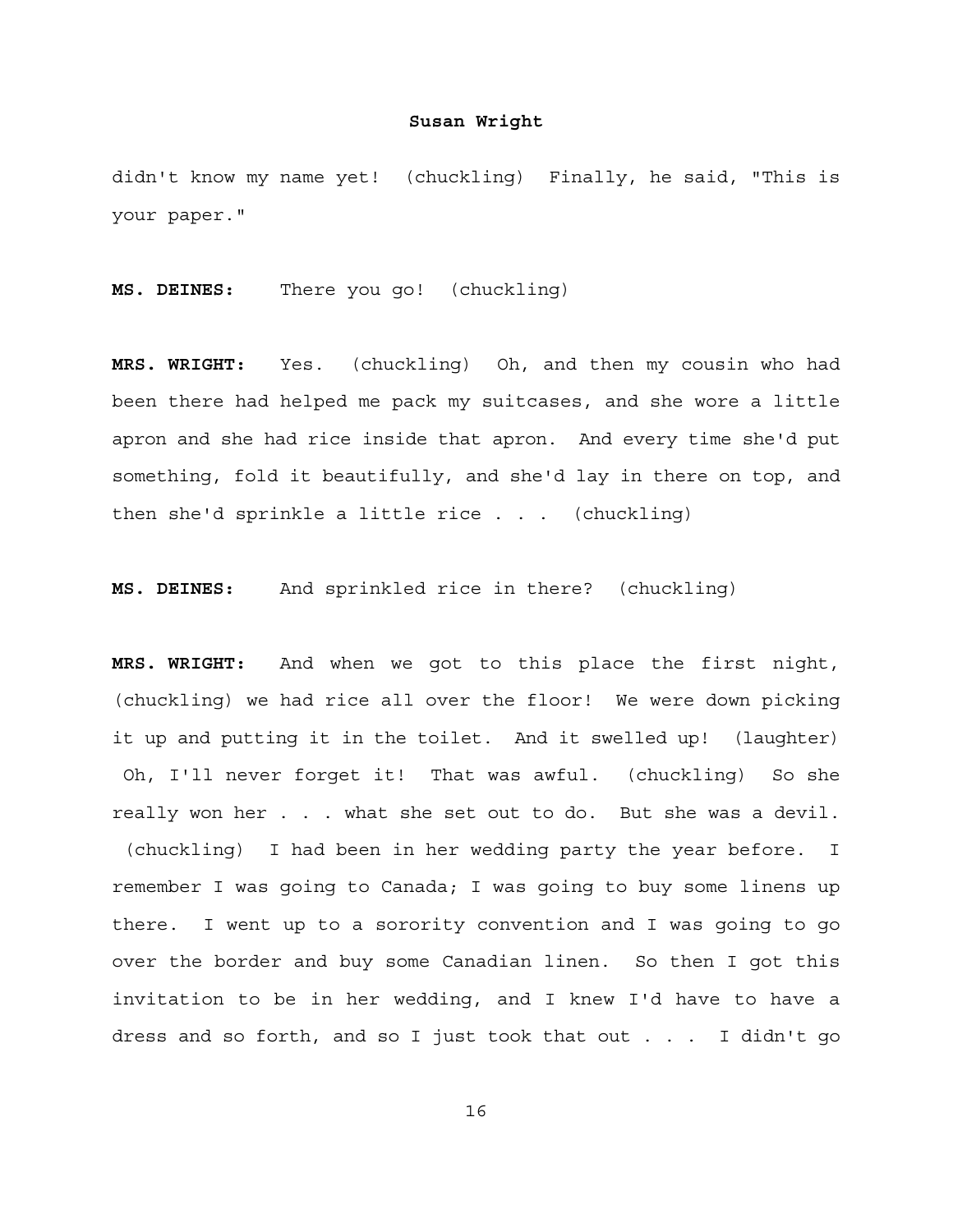didn't know my name yet! (chuckling) Finally, he said, "This is your paper."

**MS. DEINES:** There you go! (chuckling)

**MRS. WRIGHT:** Yes. (chuckling) Oh, and then my cousin who had been there had helped me pack my suitcases, and she wore a little apron and she had rice inside that apron. And every time she'd put something, fold it beautifully, and she'd lay in there on top, and then she'd sprinkle a little rice . . . (chuckling)

**MS. DEINES:** And sprinkled rice in there? (chuckling)

**MRS. WRIGHT:** And when we got to this place the first night, (chuckling) we had rice all over the floor! We were down picking it up and putting it in the toilet. And it swelled up! (laughter) Oh, I'll never forget it! That was awful. (chuckling) So she really won her . . . what she set out to do. But she was a devil. (chuckling) I had been in her wedding party the year before. I remember I was going to Canada; I was going to buy some linens up there. I went up to a sorority convention and I was going to go over the border and buy some Canadian linen. So then I got this invitation to be in her wedding, and I knew I'd have to have a dress and so forth, and so I just took that out . . . I didn't go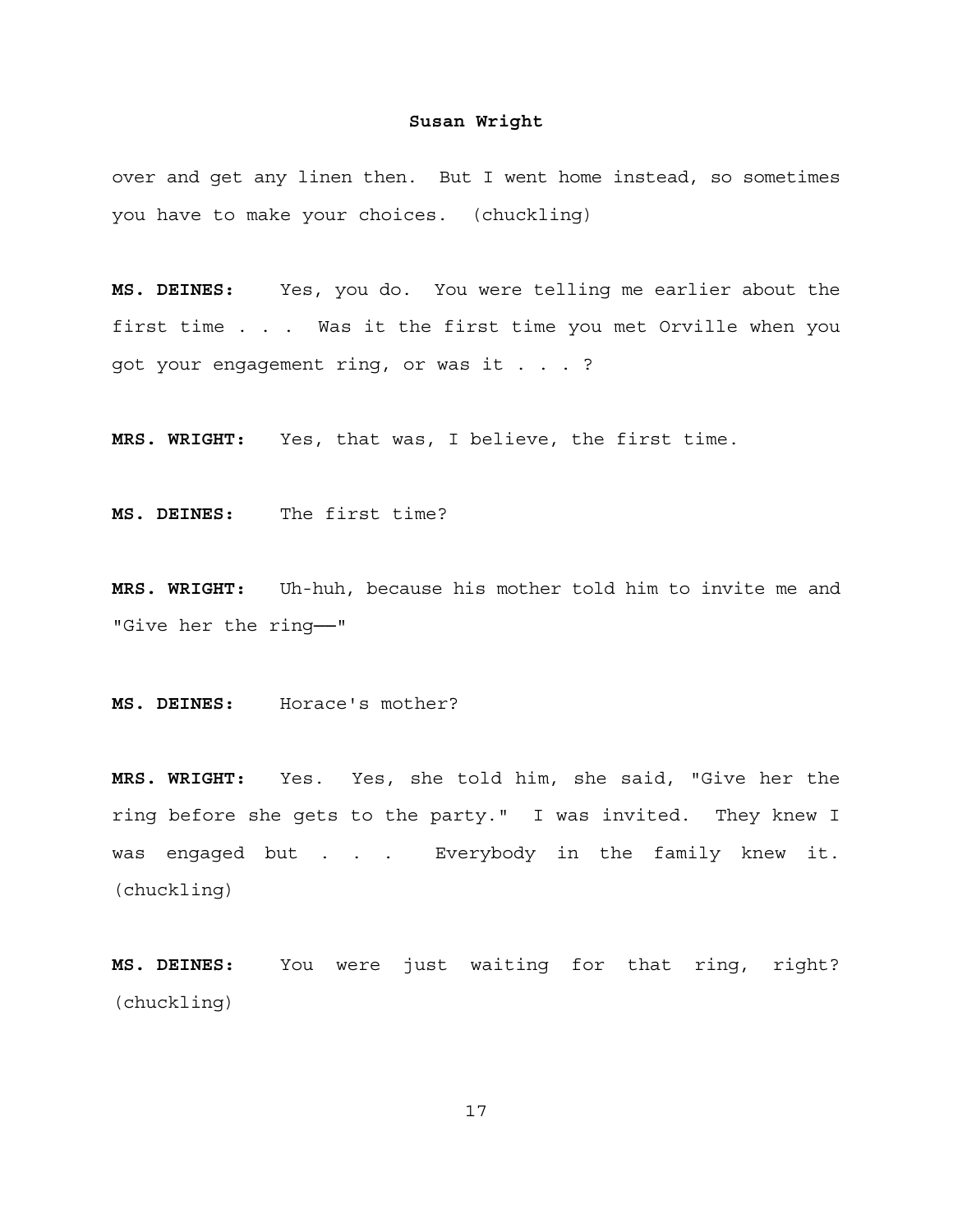over and get any linen then. But I went home instead, so sometimes you have to make your choices. (chuckling)

**MS. DEINES:** Yes, you do. You were telling me earlier about the first time . . . Was it the first time you met Orville when you got your engagement ring, or was it . . . ?

**MRS. WRIGHT:** Yes, that was, I believe, the first time.

**MS. DEINES:** The first time?

**MRS. WRIGHT:** Uh-huh, because his mother told him to invite me and "Give her the ring——"

**MS. DEINES:** Horace's mother?

**MRS. WRIGHT:** Yes. Yes, she told him, she said, "Give her the ring before she gets to the party." I was invited. They knew I was engaged but . . . Everybody in the family knew it. (chuckling)

**MS. DEINES:** You were just waiting for that ring, right? (chuckling)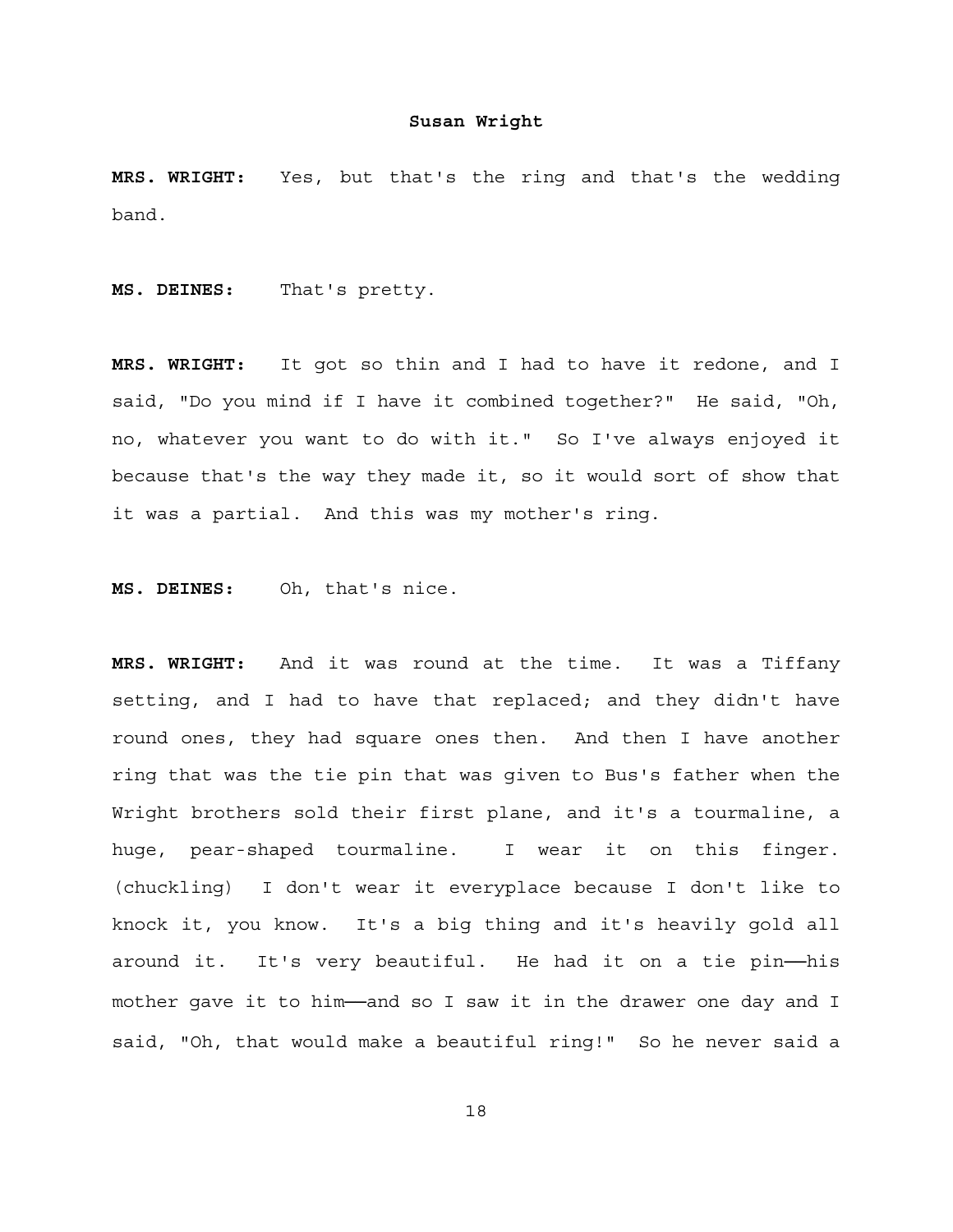**MRS. WRIGHT:** Yes, but that's the ring and that's the wedding band.

**MS. DEINES:** That's pretty.

**MRS. WRIGHT:** It got so thin and I had to have it redone, and I said, "Do you mind if I have it combined together?" He said, "Oh, no, whatever you want to do with it." So I've always enjoyed it because that's the way they made it, so it would sort of show that it was a partial. And this was my mother's ring.

**MS. DEINES:** Oh, that's nice.

**MRS. WRIGHT:** And it was round at the time. It was a Tiffany setting, and I had to have that replaced; and they didn't have round ones, they had square ones then. And then I have another ring that was the tie pin that was given to Bus's father when the Wright brothers sold their first plane, and it's a tourmaline, a huge, pear-shaped tourmaline. I wear it on this finger. (chuckling) I don't wear it everyplace because I don't like to knock it, you know. It's a big thing and it's heavily gold all around it. It's very beautiful. He had it on a tie pin——his mother gave it to him——and so I saw it in the drawer one day and I said, "Oh, that would make a beautiful ring!" So he never said a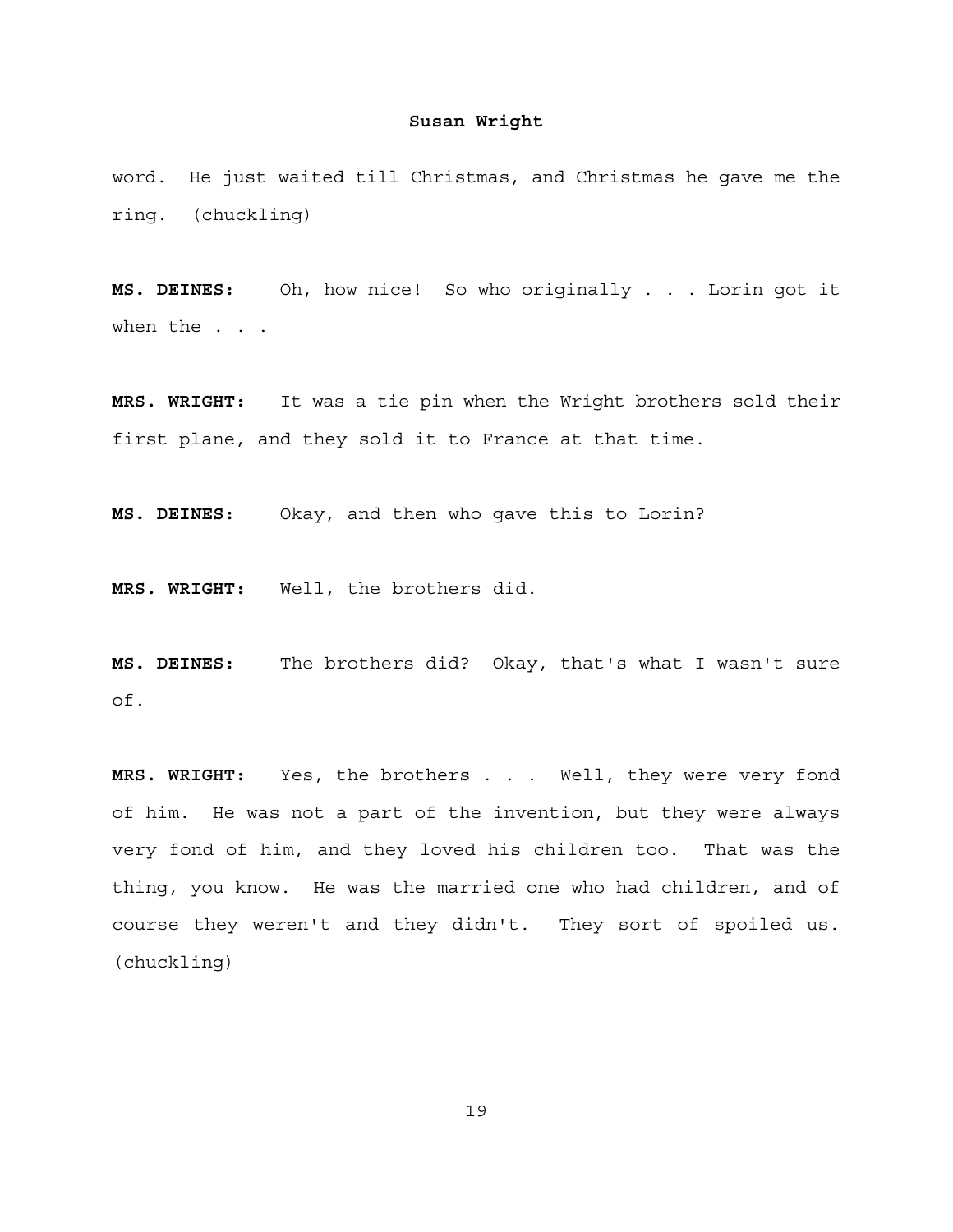word. He just waited till Christmas, and Christmas he gave me the ring. (chuckling)

**MS. DEINES:** Oh, how nice! So who originally . . . Lorin got it when the . . .

**MRS. WRIGHT:** It was a tie pin when the Wright brothers sold their first plane, and they sold it to France at that time.

**MS. DEINES:** Okay, and then who gave this to Lorin?

**MRS. WRIGHT:** Well, the brothers did.

**MS. DEINES:** The brothers did? Okay, that's what I wasn't sure of.

**MRS. WRIGHT:** Yes, the brothers . . . Well, they were very fond of him. He was not a part of the invention, but they were always very fond of him, and they loved his children too. That was the thing, you know. He was the married one who had children, and of course they weren't and they didn't. They sort of spoiled us. (chuckling)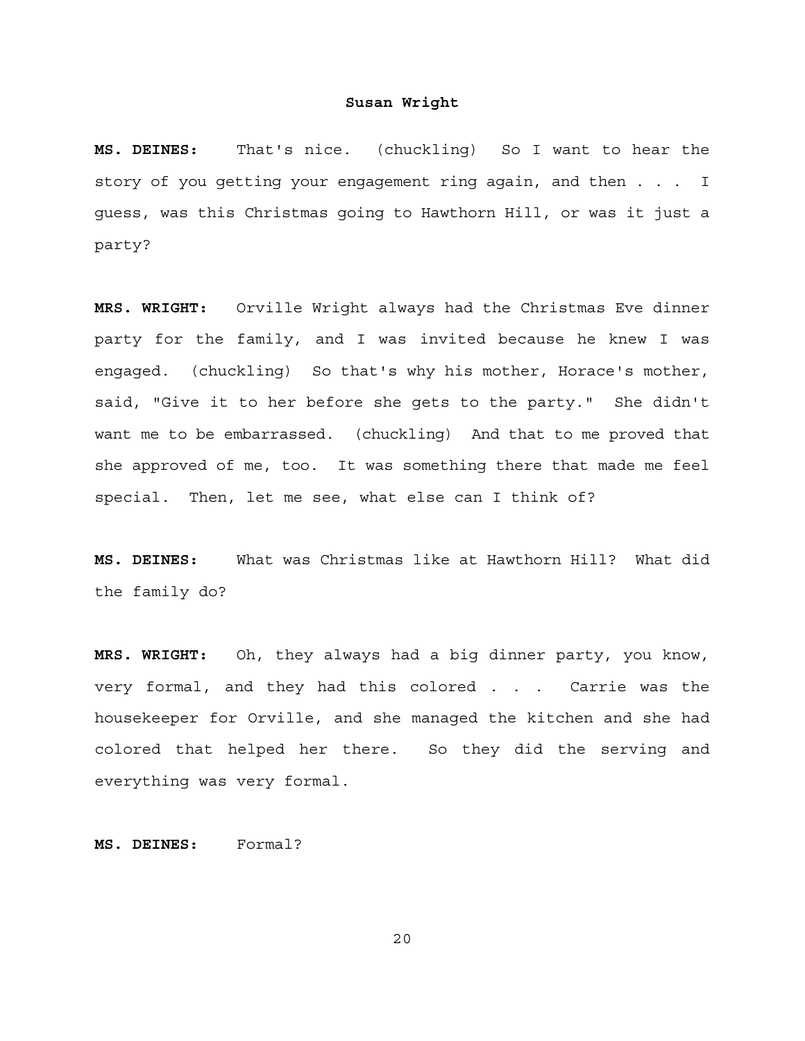**MS. DEINES:** That's nice. (chuckling) So I want to hear the story of you getting your engagement ring again, and then . . . I guess, was this Christmas going to Hawthorn Hill, or was it just a party?

**MRS. WRIGHT:** Orville Wright always had the Christmas Eve dinner party for the family, and I was invited because he knew I was engaged. (chuckling) So that's why his mother, Horace's mother, said, "Give it to her before she gets to the party." She didn't want me to be embarrassed. (chuckling) And that to me proved that she approved of me, too. It was something there that made me feel special. Then, let me see, what else can I think of?

**MS. DEINES:** What was Christmas like at Hawthorn Hill? What did the family do?

**MRS. WRIGHT:** Oh, they always had a big dinner party, you know, very formal, and they had this colored . . . Carrie was the housekeeper for Orville, and she managed the kitchen and she had colored that helped her there. So they did the serving and everything was very formal.

**MS. DEINES:** Formal?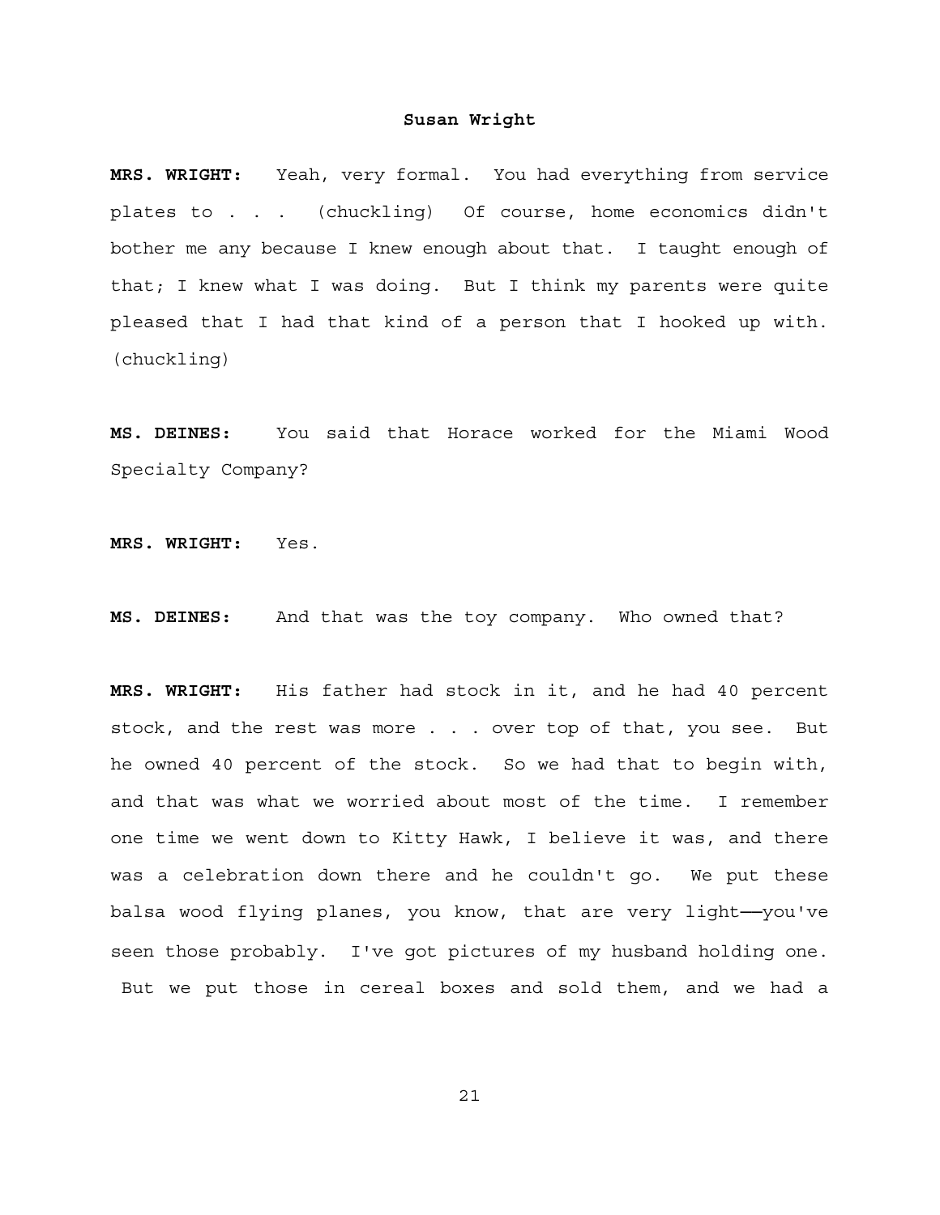**MRS. WRIGHT:** Yeah, very formal. You had everything from service plates to . . . (chuckling) Of course, home economics didn't bother me any because I knew enough about that. I taught enough of that; I knew what I was doing. But I think my parents were quite pleased that I had that kind of a person that I hooked up with. (chuckling)

**MS. DEINES:** You said that Horace worked for the Miami Wood Specialty Company?

**MRS. WRIGHT:** Yes.

**MS. DEINES:** And that was the toy company. Who owned that?

**MRS. WRIGHT:** His father had stock in it, and he had 40 percent stock, and the rest was more . . . over top of that, you see. But he owned 40 percent of the stock. So we had that to begin with, and that was what we worried about most of the time. I remember one time we went down to Kitty Hawk, I believe it was, and there was a celebration down there and he couldn't go. We put these balsa wood flying planes, you know, that are very light——you've seen those probably. I've got pictures of my husband holding one. But we put those in cereal boxes and sold them, and we had a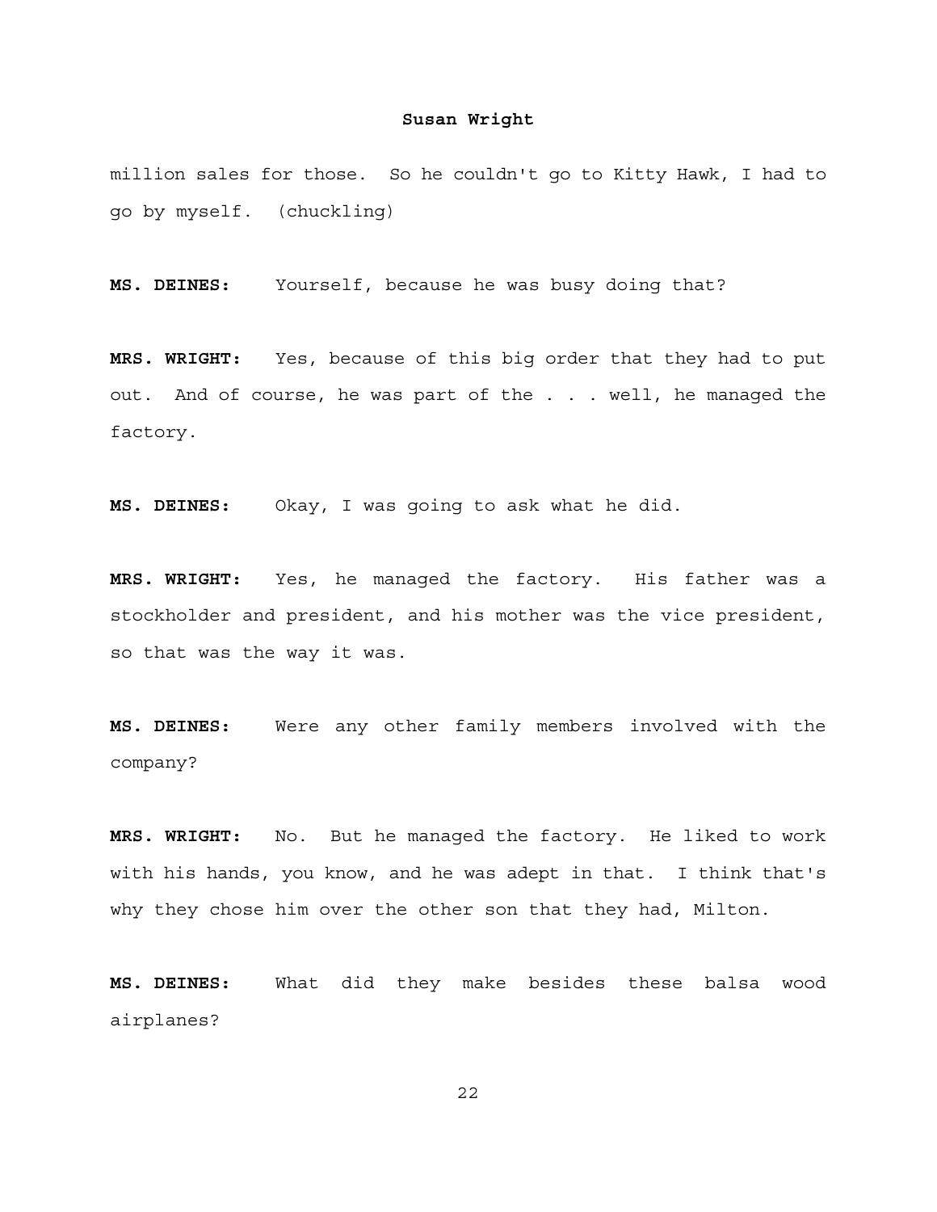million sales for those. So he couldn't go to Kitty Hawk, I had to go by myself. (chuckling)

**MS. DEINES:** Yourself, because he was busy doing that?

**MRS. WRIGHT:** Yes, because of this big order that they had to put out. And of course, he was part of the . . . well, he managed the factory.

**MS. DEINES:** Okay, I was going to ask what he did.

**MRS. WRIGHT:** Yes, he managed the factory. His father was a stockholder and president, and his mother was the vice president, so that was the way it was.

**MS. DEINES:** Were any other family members involved with the company?

**MRS. WRIGHT:** No. But he managed the factory. He liked to work with his hands, you know, and he was adept in that. I think that's why they chose him over the other son that they had, Milton.

**MS. DEINES:** What did they make besides these balsa wood airplanes?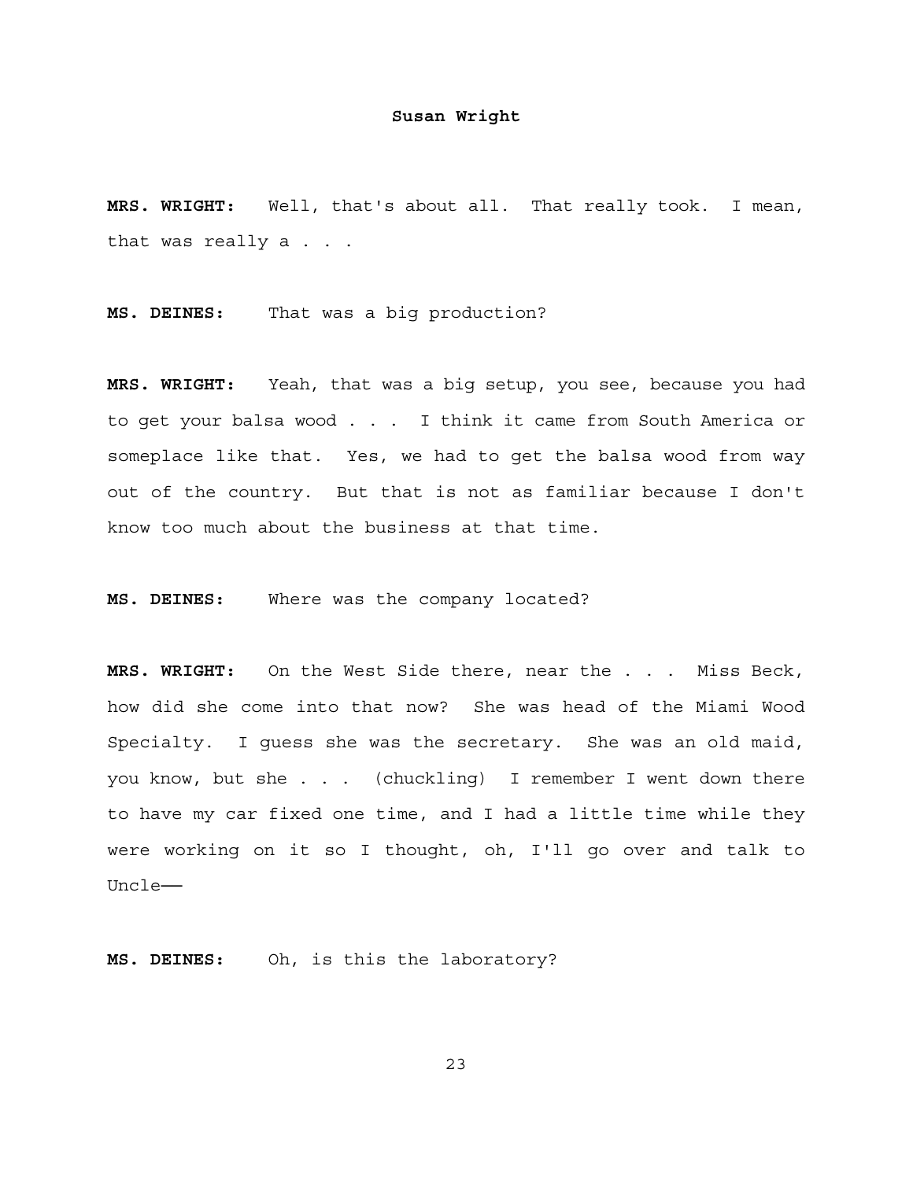**MRS. WRIGHT:** Well, that's about all. That really took. I mean, that was really a . . .

**MS. DEINES:** That was a big production?

**MRS. WRIGHT:** Yeah, that was a big setup, you see, because you had to get your balsa wood . . . I think it came from South America or someplace like that. Yes, we had to get the balsa wood from way out of the country. But that is not as familiar because I don't know too much about the business at that time.

**MS. DEINES:** Where was the company located?

**MRS. WRIGHT:** On the West Side there, near the . . . Miss Beck, how did she come into that now? She was head of the Miami Wood Specialty. I guess she was the secretary. She was an old maid, you know, but she . . . (chuckling) I remember I went down there to have my car fixed one time, and I had a little time while they were working on it so I thought, oh, I'll go over and talk to Uncle——

**MS. DEINES:** Oh, is this the laboratory?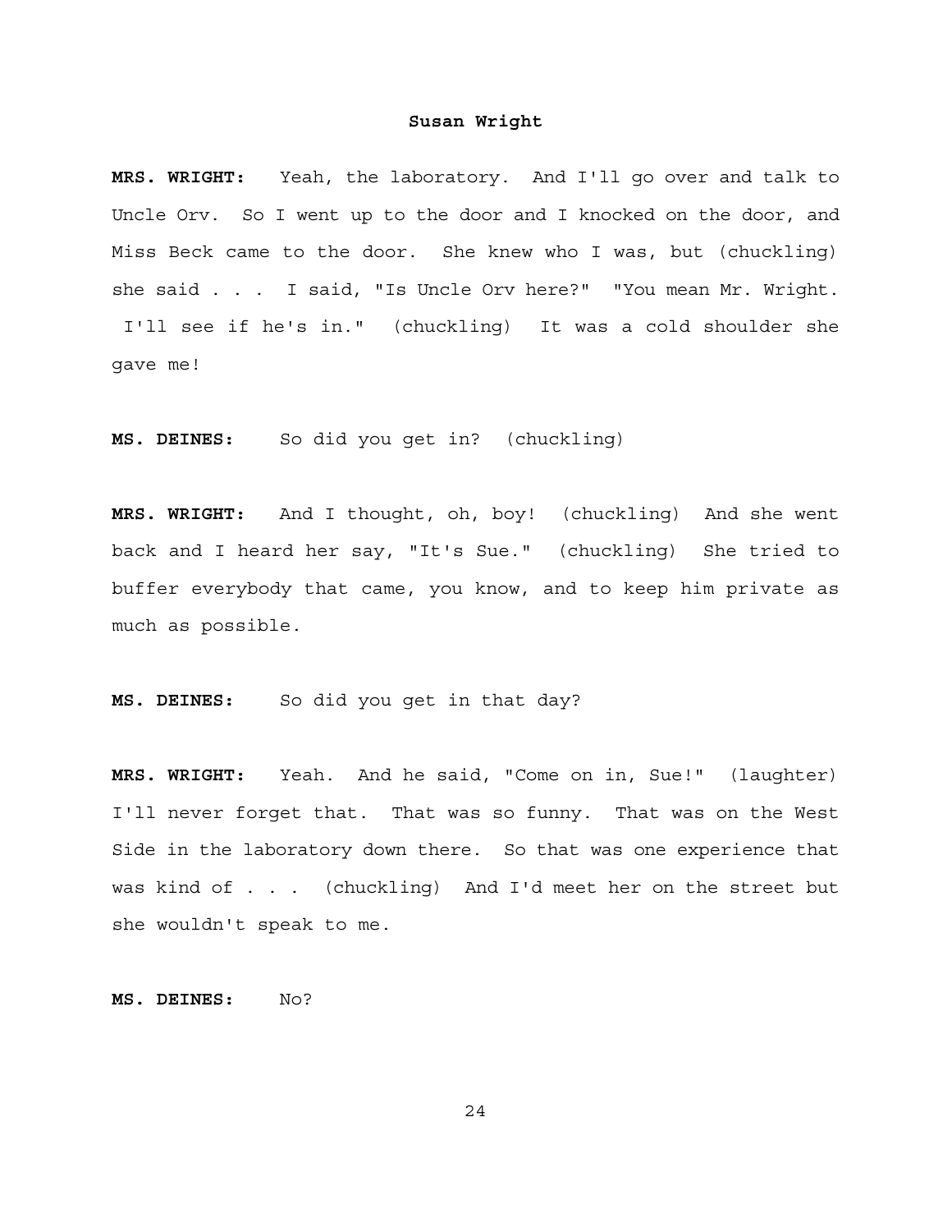**MRS. WRIGHT:** Yeah, the laboratory. And I'll go over and talk to Uncle Orv. So I went up to the door and I knocked on the door, and Miss Beck came to the door. She knew who I was, but (chuckling) she said . . . I said, "Is Uncle Orv here?" "You mean Mr. Wright. I'll see if he's in." (chuckling) It was a cold shoulder she gave me!

**MS. DEINES:** So did you get in? (chuckling)

**MRS. WRIGHT:** And I thought, oh, boy! (chuckling) And she went back and I heard her say, "It's Sue." (chuckling) She tried to buffer everybody that came, you know, and to keep him private as much as possible.

**MS. DEINES:** So did you get in that day?

**MRS. WRIGHT:** Yeah. And he said, "Come on in, Sue!" (laughter) I'll never forget that. That was so funny. That was on the West Side in the laboratory down there. So that was one experience that was kind of . . . (chuckling) And I'd meet her on the street but she wouldn't speak to me.

**MS. DEINES:** No?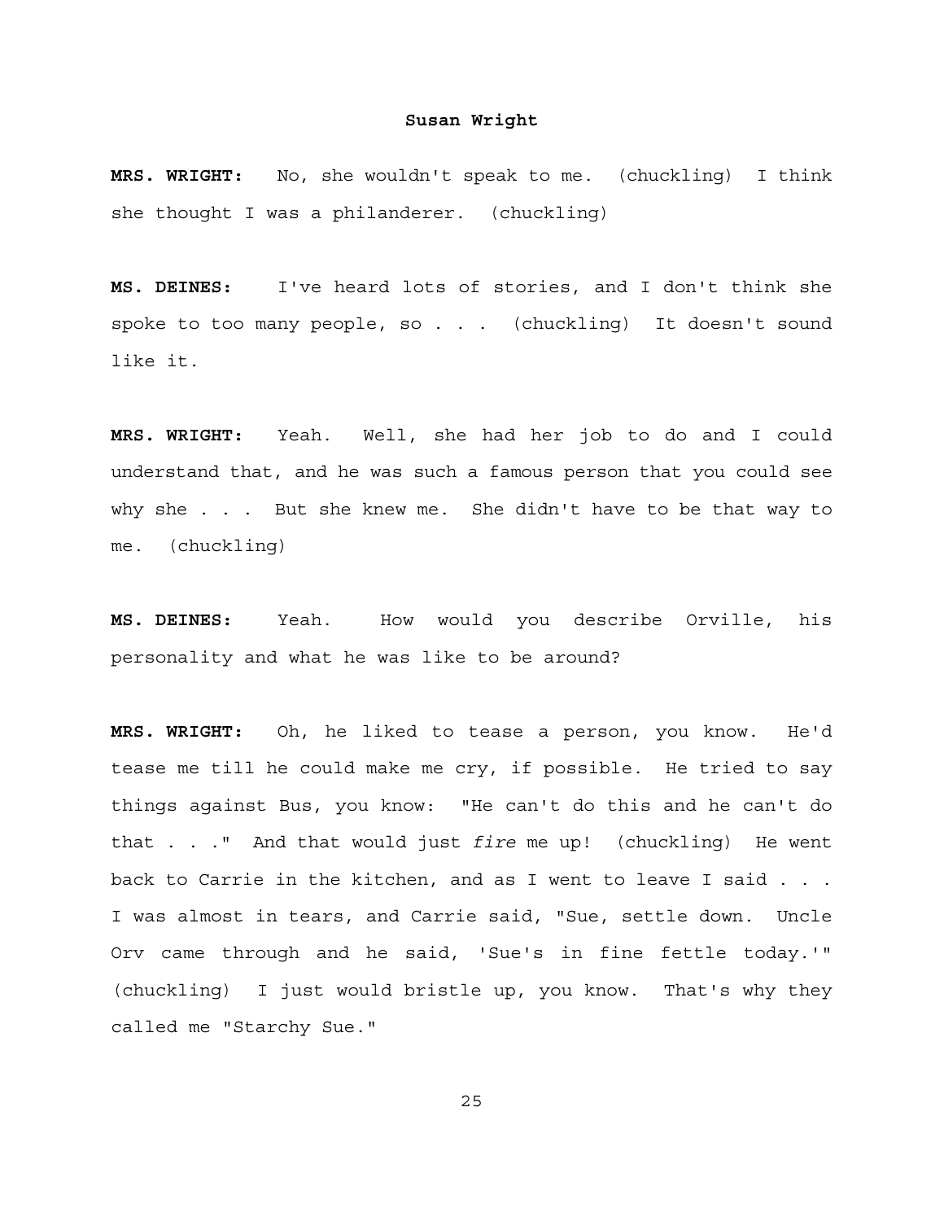**MRS. WRIGHT:** No, she wouldn't speak to me. (chuckling) I think she thought I was a philanderer. (chuckling)

**MS. DEINES:** I've heard lots of stories, and I don't think she spoke to too many people, so . . . (chuckling) It doesn't sound like it.

**MRS. WRIGHT:** Yeah. Well, she had her job to do and I could understand that, and he was such a famous person that you could see why she . . . But she knew me. She didn't have to be that way to me. (chuckling)

**MS. DEINES:** Yeah. How would you describe Orville, his personality and what he was like to be around?

**MRS. WRIGHT:** Oh, he liked to tease a person, you know. He'd tease me till he could make me cry, if possible. He tried to say things against Bus, you know: "He can't do this and he can't do that . . ." And that would just *fire* me up! (chuckling) He went back to Carrie in the kitchen, and as I went to leave I said . . . I was almost in tears, and Carrie said, "Sue, settle down. Uncle Orv came through and he said, 'Sue's in fine fettle today.'" (chuckling) I just would bristle up, you know. That's why they called me "Starchy Sue."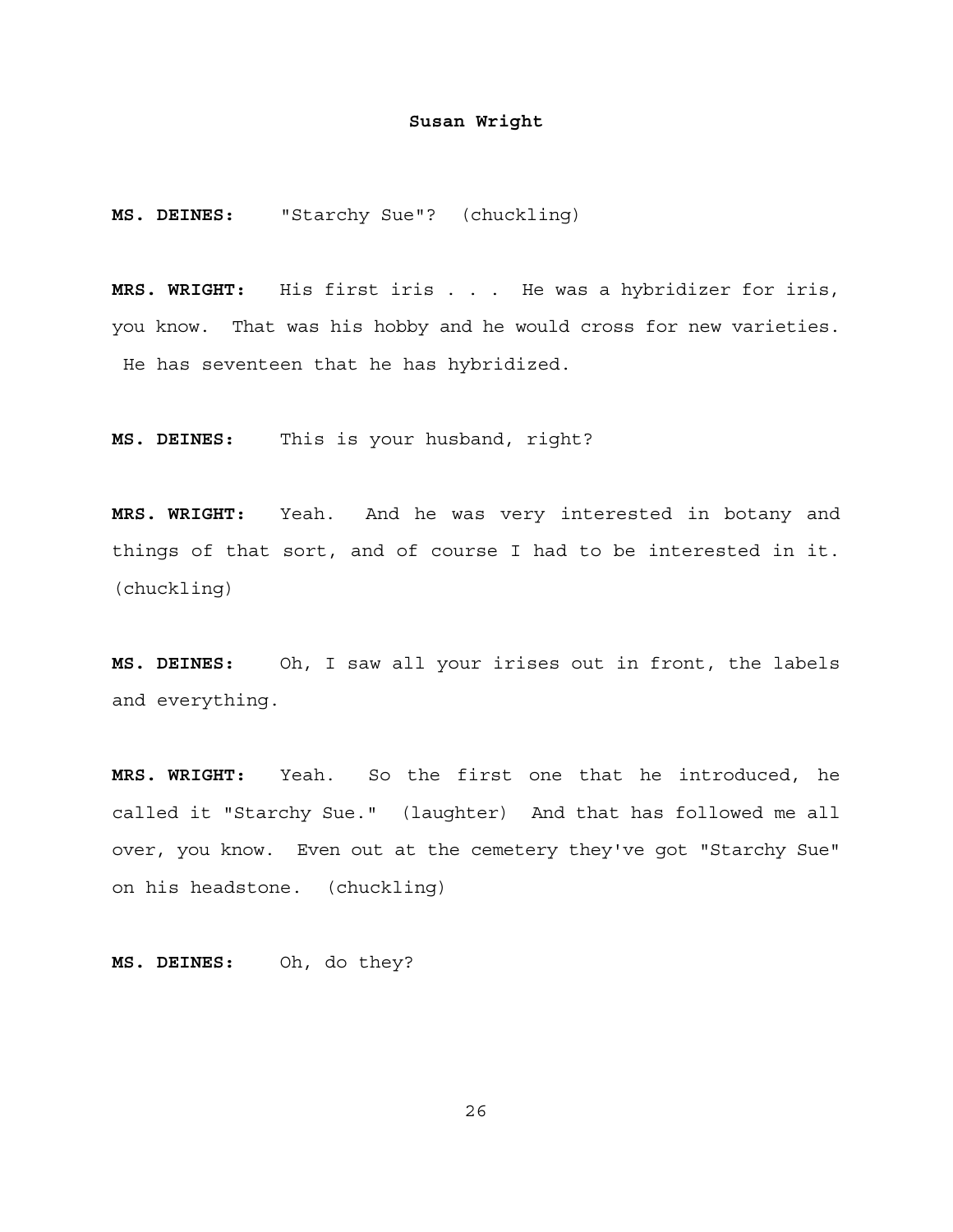**MS. DEINES:** "Starchy Sue"? (chuckling)

**MRS. WRIGHT:** His first iris . . . He was a hybridizer for iris, you know. That was his hobby and he would cross for new varieties. He has seventeen that he has hybridized.

**MS. DEINES:** This is your husband, right?

**MRS. WRIGHT:** Yeah. And he was very interested in botany and things of that sort, and of course I had to be interested in it. (chuckling)

**MS. DEINES:** Oh, I saw all your irises out in front, the labels and everything.

**MRS. WRIGHT:** Yeah. So the first one that he introduced, he called it "Starchy Sue." (laughter) And that has followed me all over, you know. Even out at the cemetery they've got "Starchy Sue" on his headstone. (chuckling)

**MS. DEINES:** Oh, do they?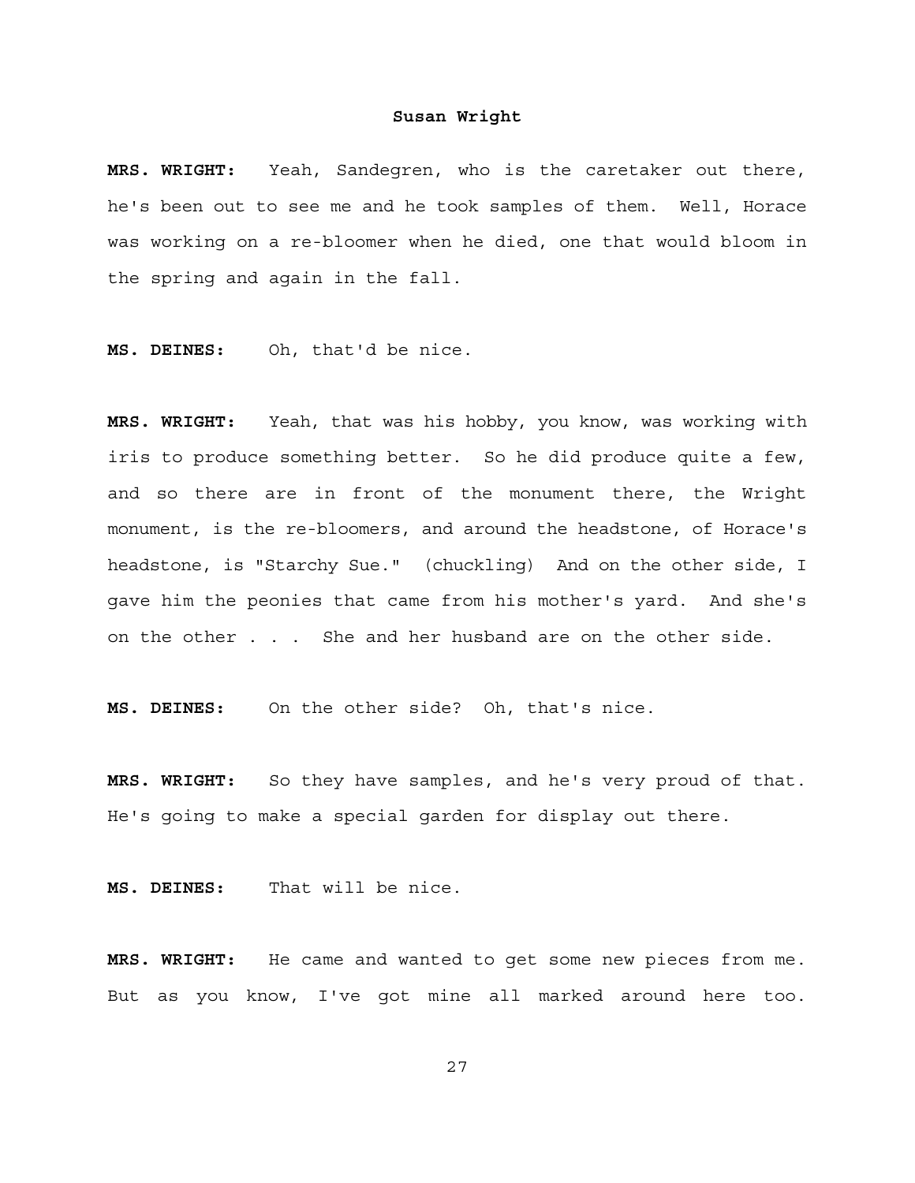**MRS. WRIGHT:** Yeah, Sandegren, who is the caretaker out there, he's been out to see me and he took samples of them. Well, Horace was working on a re-bloomer when he died, one that would bloom in the spring and again in the fall.

**MS. DEINES:** Oh, that'd be nice.

**MRS. WRIGHT:** Yeah, that was his hobby, you know, was working with iris to produce something better. So he did produce quite a few, and so there are in front of the monument there, the Wright monument, is the re-bloomers, and around the headstone, of Horace's headstone, is "Starchy Sue." (chuckling) And on the other side, I gave him the peonies that came from his mother's yard. And she's on the other . . . She and her husband are on the other side.

**MS. DEINES:** On the other side? Oh, that's nice.

**MRS. WRIGHT:** So they have samples, and he's very proud of that. He's going to make a special garden for display out there.

**MS. DEINES:** That will be nice.

**MRS. WRIGHT:** He came and wanted to get some new pieces from me. But as you know, I've got mine all marked around here too.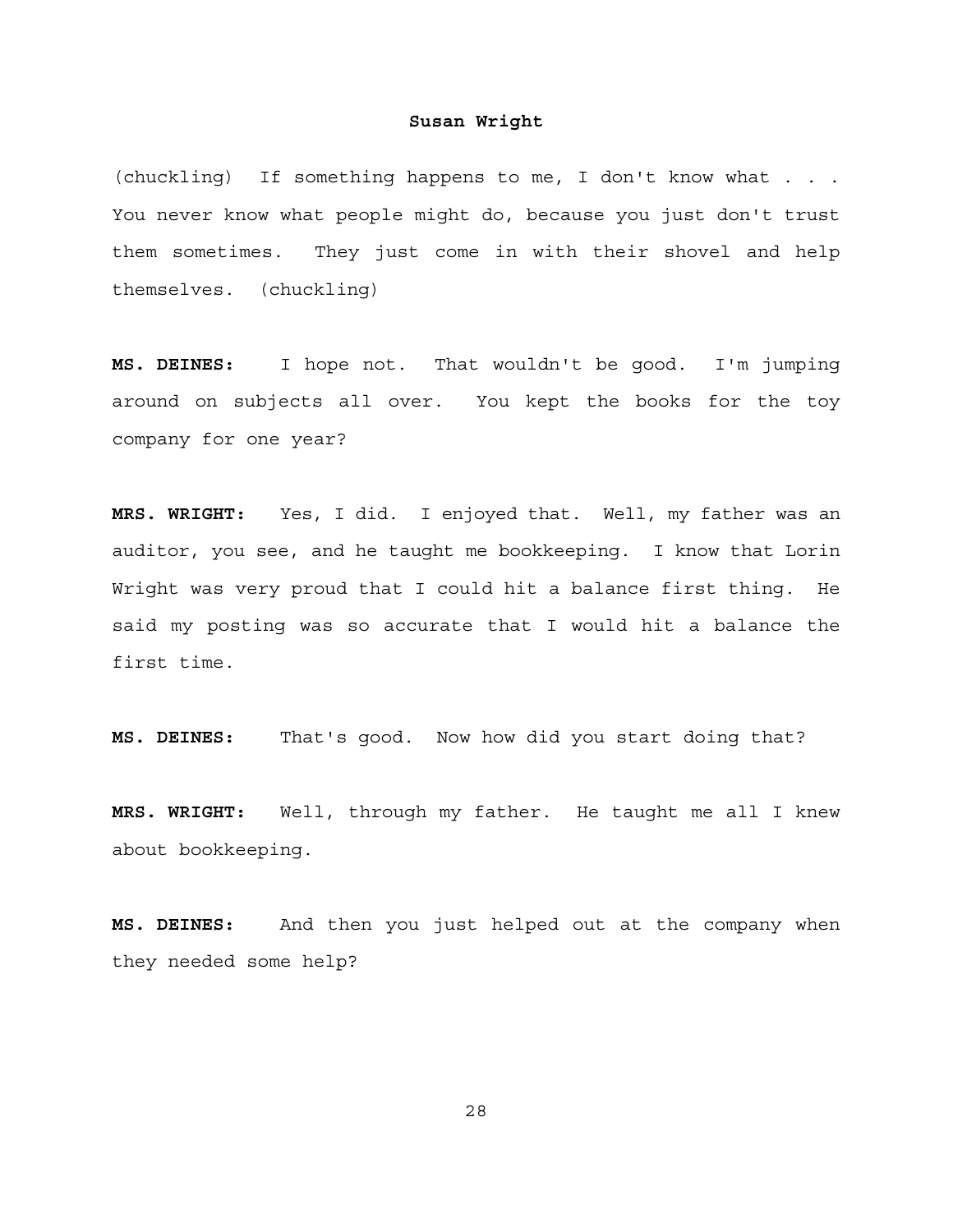(chuckling) If something happens to me, I don't know what . . . You never know what people might do, because you just don't trust them sometimes. They just come in with their shovel and help themselves. (chuckling)

**MS. DEINES:** I hope not. That wouldn't be good. I'm jumping around on subjects all over. You kept the books for the toy company for one year?

**MRS. WRIGHT:** Yes, I did. I enjoyed that. Well, my father was an auditor, you see, and he taught me bookkeeping. I know that Lorin Wright was very proud that I could hit a balance first thing. He said my posting was so accurate that I would hit a balance the first time.

**MS. DEINES:** That's good. Now how did you start doing that?

**MRS. WRIGHT:** Well, through my father. He taught me all I knew about bookkeeping.

**MS. DEINES:** And then you just helped out at the company when they needed some help?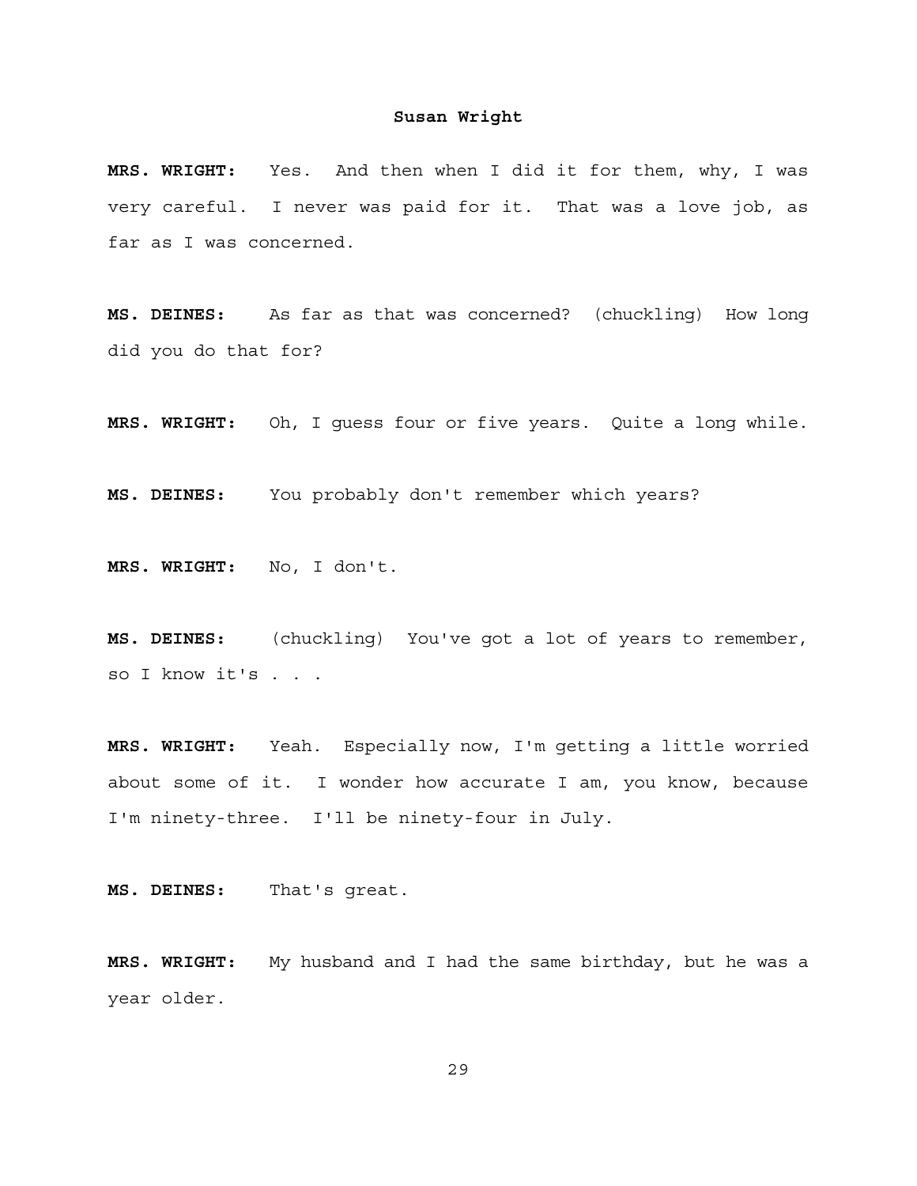**MRS. WRIGHT:** Yes. And then when I did it for them, why, I was very careful. I never was paid for it. That was a love job, as far as I was concerned.

**MS. DEINES:** As far as that was concerned? (chuckling) How long did you do that for?

**MRS. WRIGHT:** Oh, I guess four or five years. Quite a long while.

**MS. DEINES:** You probably don't remember which years?

**MRS. WRIGHT:** No, I don't.

**MS. DEINES:** (chuckling) You've got a lot of years to remember, so I know it's . . .

**MRS. WRIGHT:** Yeah. Especially now, I'm getting a little worried about some of it. I wonder how accurate I am, you know, because I'm ninety-three. I'll be ninety-four in July.

**MS. DEINES:** That's great.

**MRS. WRIGHT:** My husband and I had the same birthday, but he was a year older.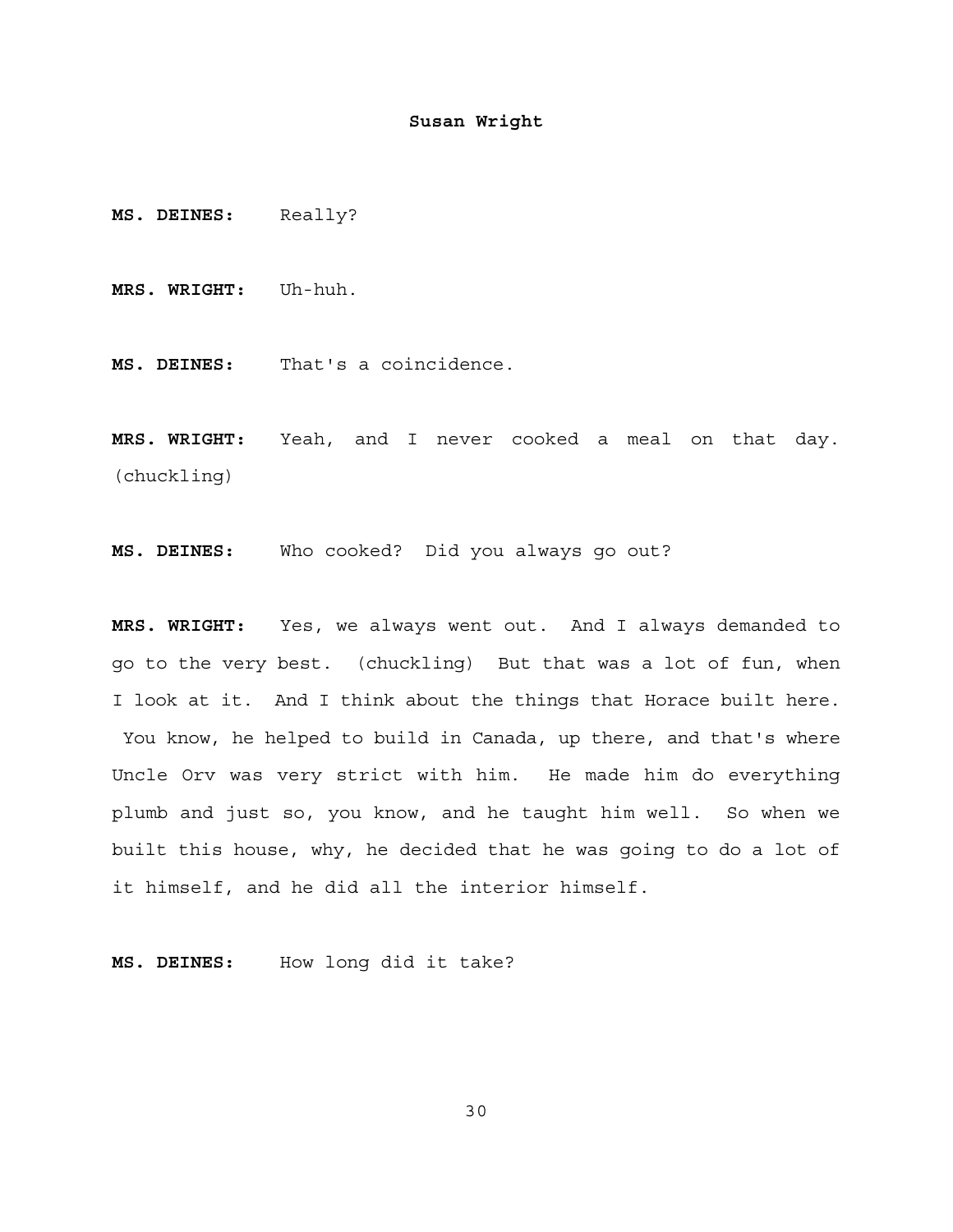**MS. DEINES:** Really?

**MRS. WRIGHT:** Uh-huh.

**MS. DEINES:** That's a coincidence.

**MRS. WRIGHT:** Yeah, and I never cooked a meal on that day. (chuckling)

**MS. DEINES:** Who cooked? Did you always go out?

**MRS. WRIGHT:** Yes, we always went out. And I always demanded to go to the very best. (chuckling) But that was a lot of fun, when I look at it. And I think about the things that Horace built here. You know, he helped to build in Canada, up there, and that's where Uncle Orv was very strict with him. He made him do everything plumb and just so, you know, and he taught him well. So when we built this house, why, he decided that he was going to do a lot of it himself, and he did all the interior himself.

**MS. DEINES:** How long did it take?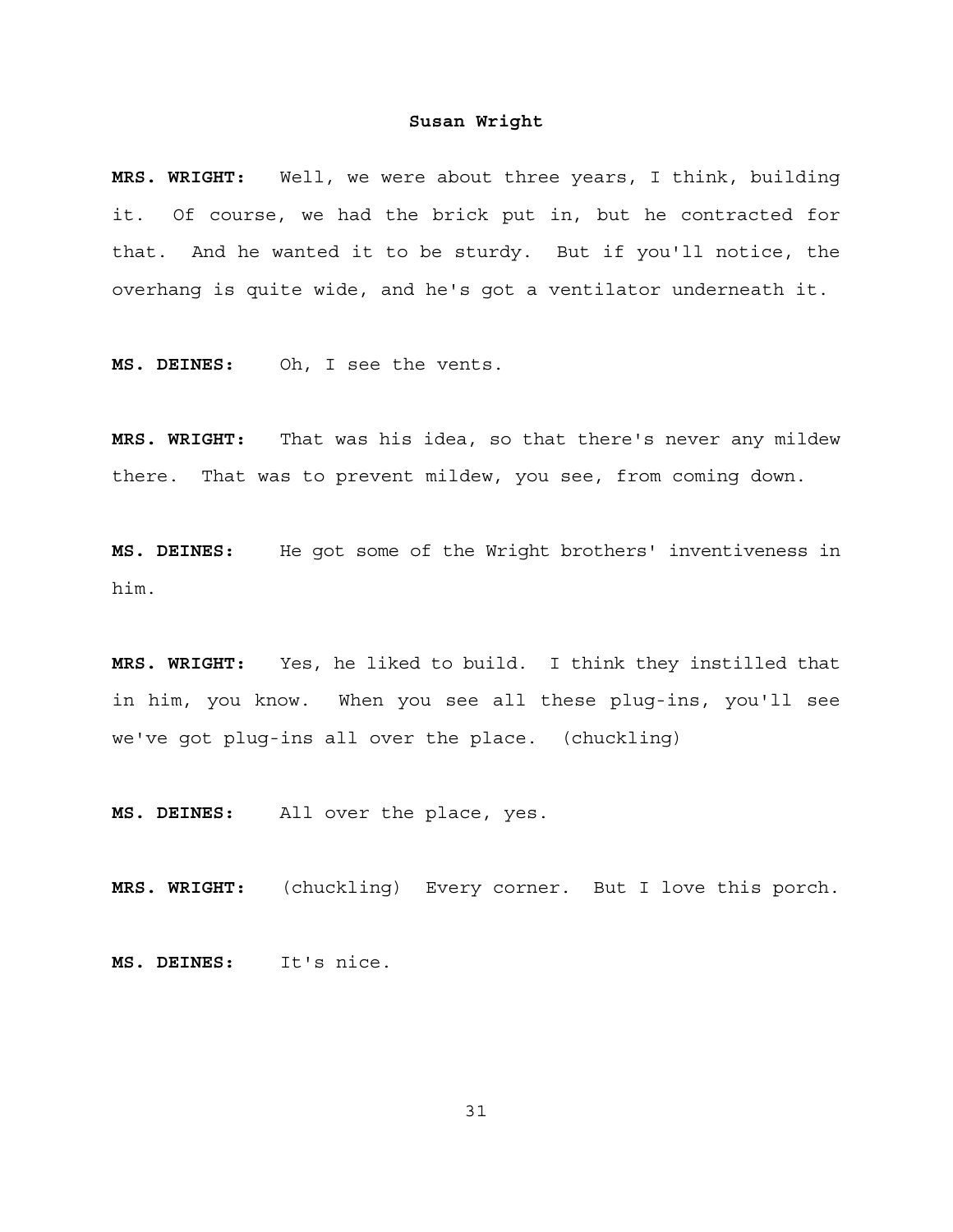**MRS. WRIGHT:** Well, we were about three years, I think, building it. Of course, we had the brick put in, but he contracted for that. And he wanted it to be sturdy. But if you'll notice, the overhang is quite wide, and he's got a ventilator underneath it.

**MS. DEINES:** Oh, I see the vents.

**MRS. WRIGHT:** That was his idea, so that there's never any mildew there. That was to prevent mildew, you see, from coming down.

**MS. DEINES:** He got some of the Wright brothers' inventiveness in him.

**MRS. WRIGHT:** Yes, he liked to build. I think they instilled that in him, you know. When you see all these plug-ins, you'll see we've got plug-ins all over the place. (chuckling)

**MS. DEINES:** All over the place, yes.

**MRS. WRIGHT:** (chuckling) Every corner. But I love this porch.

**MS. DEINES:** It's nice.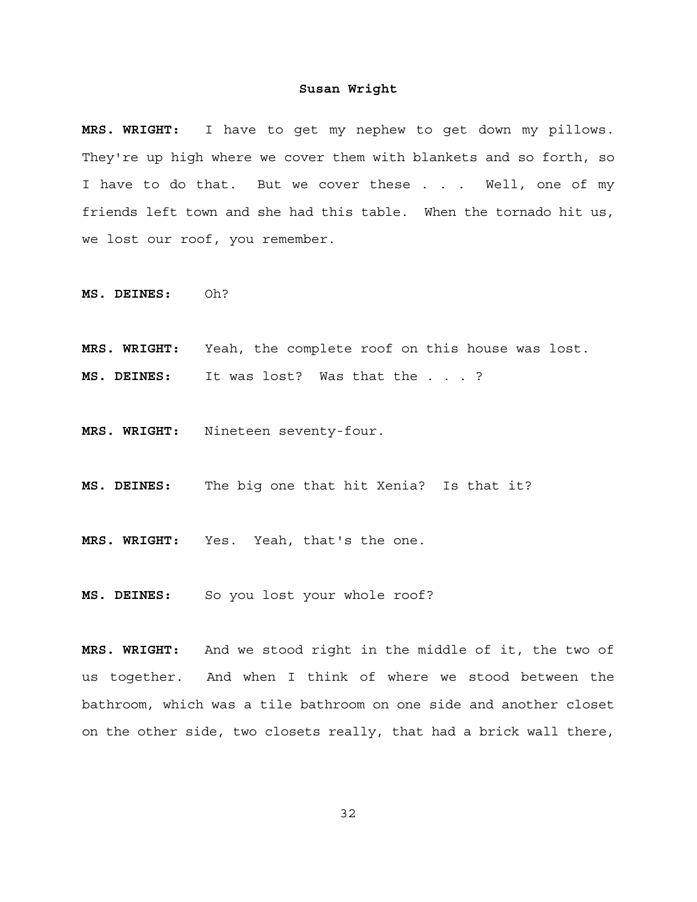**MRS. WRIGHT:** I have to get my nephew to get down my pillows. They're up high where we cover them with blankets and so forth, so I have to do that. But we cover these . . . Well, one of my friends left town and she had this table. When the tornado hit us, we lost our roof, you remember.

**MS. DEINES:** Oh?

**MRS. WRIGHT:** Yeah, the complete roof on this house was lost.

**MS. DEINES:** It was lost? Was that the . . . ?

**MRS. WRIGHT:** Nineteen seventy-four.

**MS. DEINES:** The big one that hit Xenia? Is that it?

**MRS. WRIGHT:** Yes. Yeah, that's the one.

**MS. DEINES:** So you lost your whole roof?

**MRS. WRIGHT:** And we stood right in the middle of it, the two of us together. And when I think of where we stood between the bathroom, which was a tile bathroom on one side and another closet on the other side, two closets really, that had a brick wall there,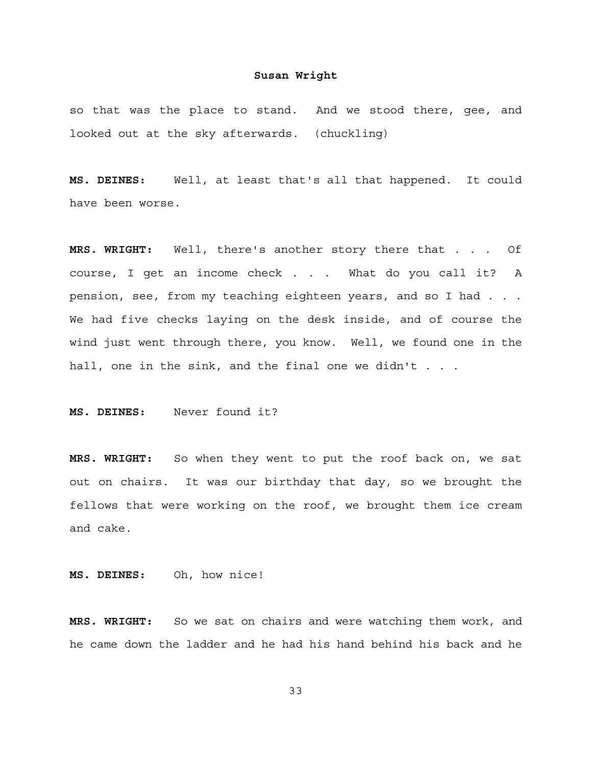so that was the place to stand. And we stood there, gee, and looked out at the sky afterwards. (chuckling)

**MS. DEINES:** Well, at least that's all that happened. It could have been worse.

**MRS. WRIGHT:** Well, there's another story there that . . . Of course, I get an income check . . . What do you call it? A pension, see, from my teaching eighteen years, and so I had . . . We had five checks laying on the desk inside, and of course the wind just went through there, you know. Well, we found one in the hall, one in the sink, and the final one we didn't . . .

**MS. DEINES:** Never found it?

**MRS. WRIGHT:** So when they went to put the roof back on, we sat out on chairs. It was our birthday that day, so we brought the fellows that were working on the roof, we brought them ice cream and cake.

**MS. DEINES:** Oh, how nice!

**MRS. WRIGHT:** So we sat on chairs and were watching them work, and he came down the ladder and he had his hand behind his back and he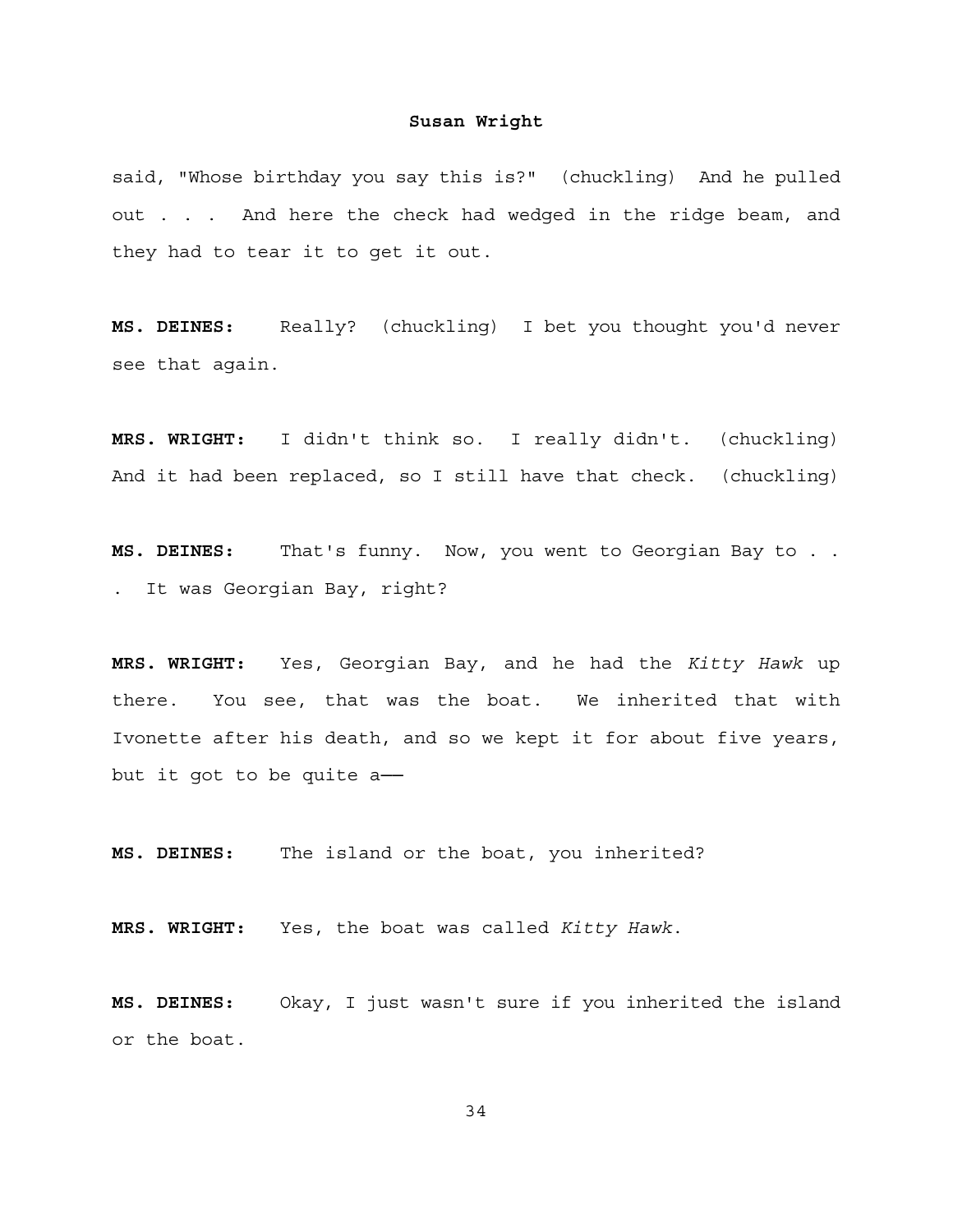said, "Whose birthday you say this is?" (chuckling) And he pulled out . . . And here the check had wedged in the ridge beam, and they had to tear it to get it out.

**MS. DEINES:** Really? (chuckling) I bet you thought you'd never see that again.

**MRS. WRIGHT:** I didn't think so. I really didn't. (chuckling) And it had been replaced, so I still have that check. (chuckling)

**MS. DEINES:** That's funny. Now, you went to Georgian Bay to . . . It was Georgian Bay, right?

**MRS. WRIGHT:** Yes, Georgian Bay, and he had the *Kitty Hawk* up there. You see, that was the boat. We inherited that with Ivonette after his death, and so we kept it for about five years, but it got to be quite a——

**MS. DEINES:** The island or the boat, you inherited?

**MRS. WRIGHT:** Yes, the boat was called *Kitty Hawk*.

**MS. DEINES:** Okay, I just wasn't sure if you inherited the island or the boat.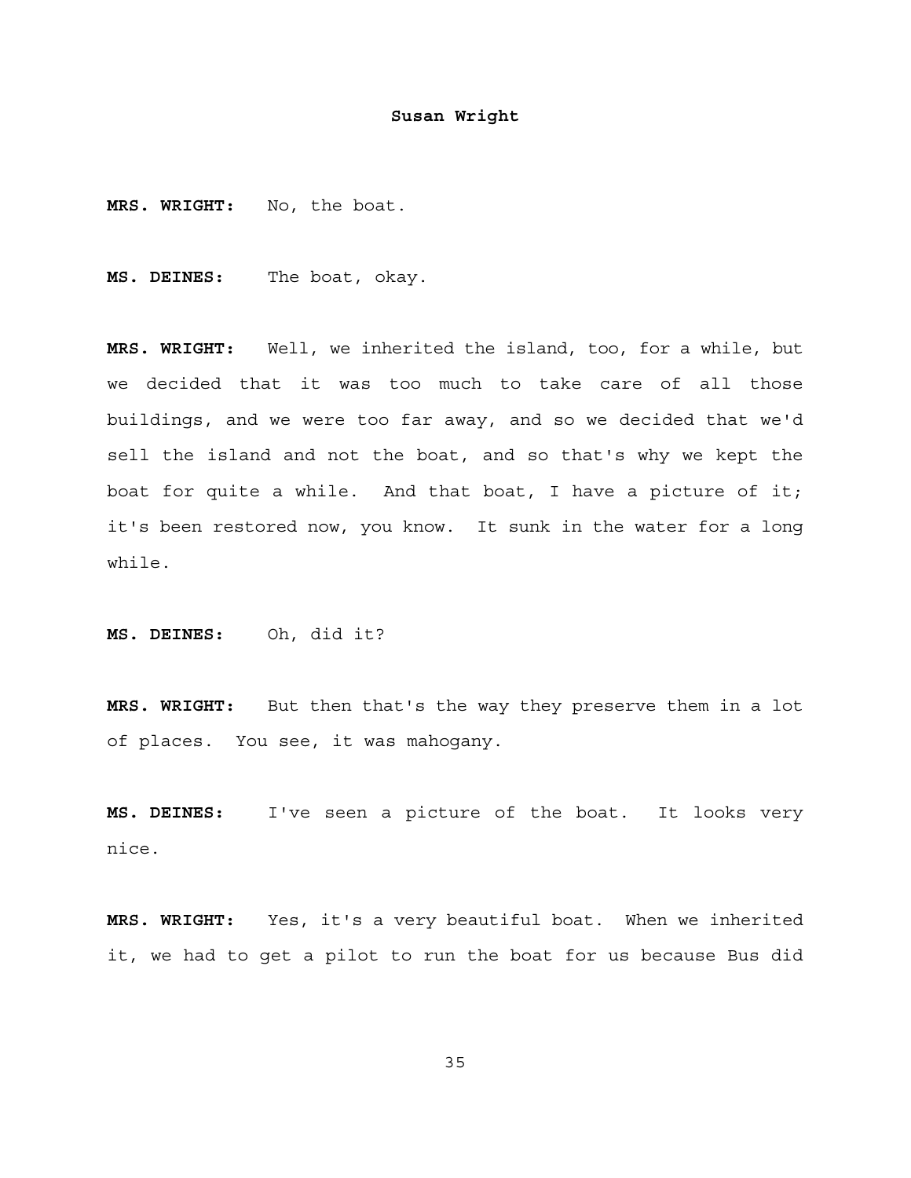**MRS. WRIGHT:** No, the boat.

**MS. DEINES:** The boat, okay.

**MRS. WRIGHT:** Well, we inherited the island, too, for a while, but we decided that it was too much to take care of all those buildings, and we were too far away, and so we decided that we'd sell the island and not the boat, and so that's why we kept the boat for quite a while. And that boat, I have a picture of it; it's been restored now, you know. It sunk in the water for a long while.

**MS. DEINES:** Oh, did it?

**MRS. WRIGHT:** But then that's the way they preserve them in a lot of places. You see, it was mahogany.

**MS. DEINES:** I've seen a picture of the boat. It looks very nice.

**MRS. WRIGHT:** Yes, it's a very beautiful boat. When we inherited it, we had to get a pilot to run the boat for us because Bus did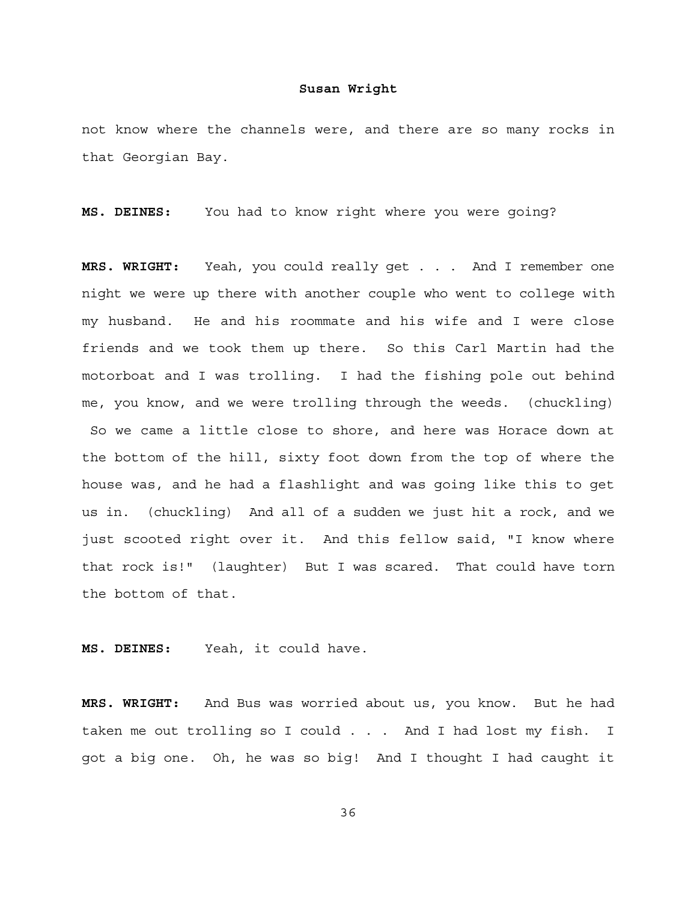not know where the channels were, and there are so many rocks in that Georgian Bay.

**MS. DEINES:** You had to know right where you were going?

**MRS. WRIGHT:** Yeah, you could really get . . . And I remember one night we were up there with another couple who went to college with my husband. He and his roommate and his wife and I were close friends and we took them up there. So this Carl Martin had the motorboat and I was trolling. I had the fishing pole out behind me, you know, and we were trolling through the weeds. (chuckling) So we came a little close to shore, and here was Horace down at the bottom of the hill, sixty foot down from the top of where the house was, and he had a flashlight and was going like this to get us in. (chuckling) And all of a sudden we just hit a rock, and we just scooted right over it. And this fellow said, "I know where that rock is!" (laughter) But I was scared. That could have torn the bottom of that.

**MS. DEINES:** Yeah, it could have.

**MRS. WRIGHT:** And Bus was worried about us, you know. But he had taken me out trolling so I could . . . And I had lost my fish. I got a big one. Oh, he was so big! And I thought I had caught it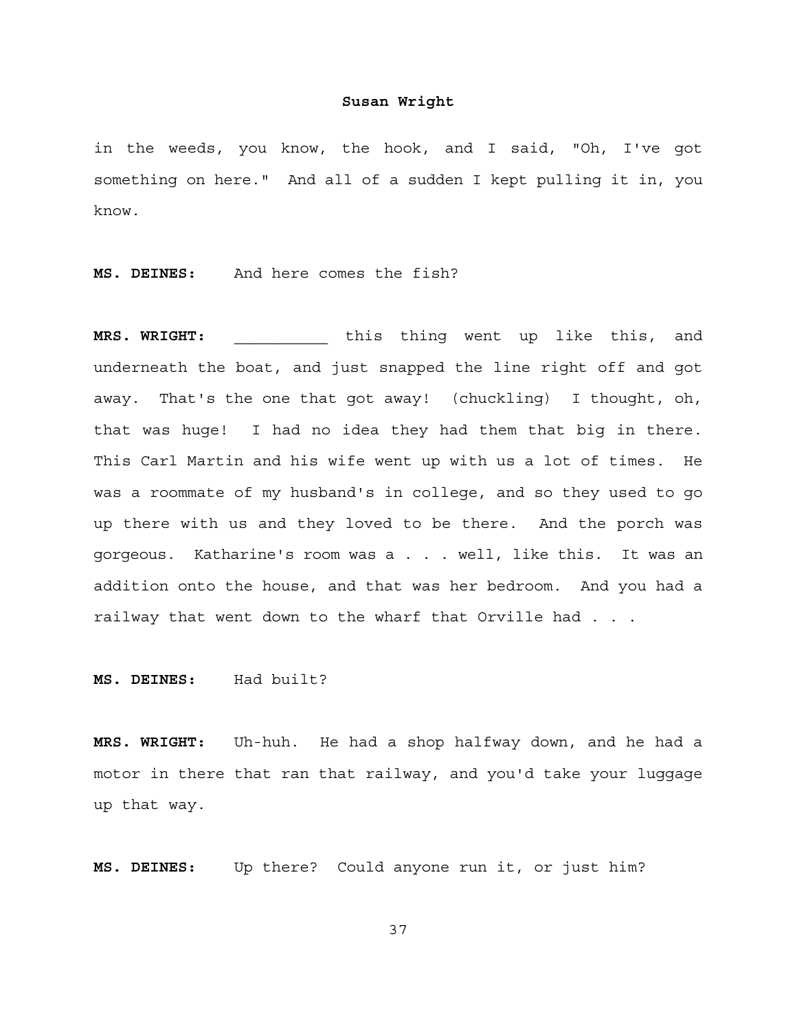in the weeds, you know, the hook, and I said, "Oh, I've got something on here." And all of a sudden I kept pulling it in, you know.

**MS. DEINES:** And here comes the fish?

**MRS. WRIGHT:** __________ this thing went up like this, and underneath the boat, and just snapped the line right off and got away. That's the one that got away! (chuckling) I thought, oh, that was huge! I had no idea they had them that big in there. This Carl Martin and his wife went up with us a lot of times. He was a roommate of my husband's in college, and so they used to go up there with us and they loved to be there. And the porch was gorgeous. Katharine's room was a . . . well, like this. It was an addition onto the house, and that was her bedroom. And you had a railway that went down to the wharf that Orville had . . .

**MS. DEINES:** Had built?

**MRS. WRIGHT:** Uh-huh. He had a shop halfway down, and he had a motor in there that ran that railway, and you'd take your luggage up that way.

**MS. DEINES:** Up there? Could anyone run it, or just him?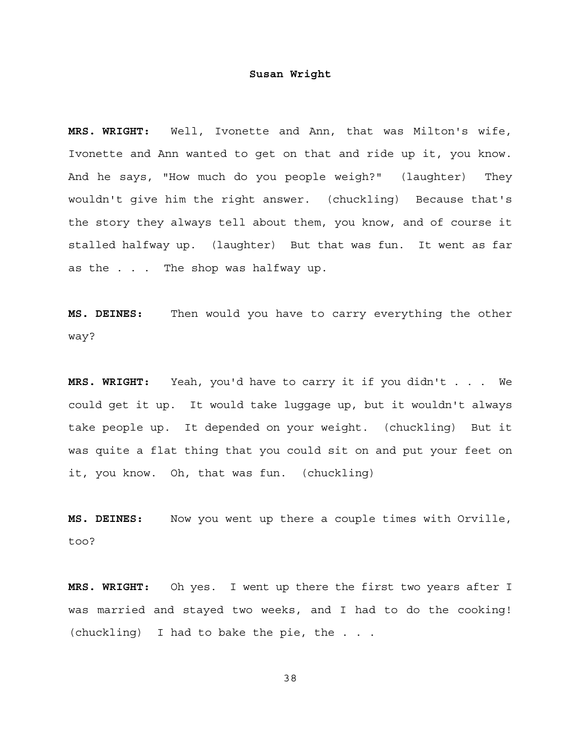**MRS. WRIGHT:** Well, Ivonette and Ann, that was Milton's wife, Ivonette and Ann wanted to get on that and ride up it, you know. And he says, "How much do you people weigh?" (laughter) They wouldn't give him the right answer. (chuckling) Because that's the story they always tell about them, you know, and of course it stalled halfway up. (laughter) But that was fun. It went as far as the . . . The shop was halfway up.

**MS. DEINES:** Then would you have to carry everything the other way?

**MRS. WRIGHT:** Yeah, you'd have to carry it if you didn't . . . We could get it up. It would take luggage up, but it wouldn't always take people up. It depended on your weight. (chuckling) But it was quite a flat thing that you could sit on and put your feet on it, you know. Oh, that was fun. (chuckling)

**MS. DEINES:** Now you went up there a couple times with Orville, too?

**MRS. WRIGHT:** Oh yes. I went up there the first two years after I was married and stayed two weeks, and I had to do the cooking! (chuckling) I had to bake the pie, the . . .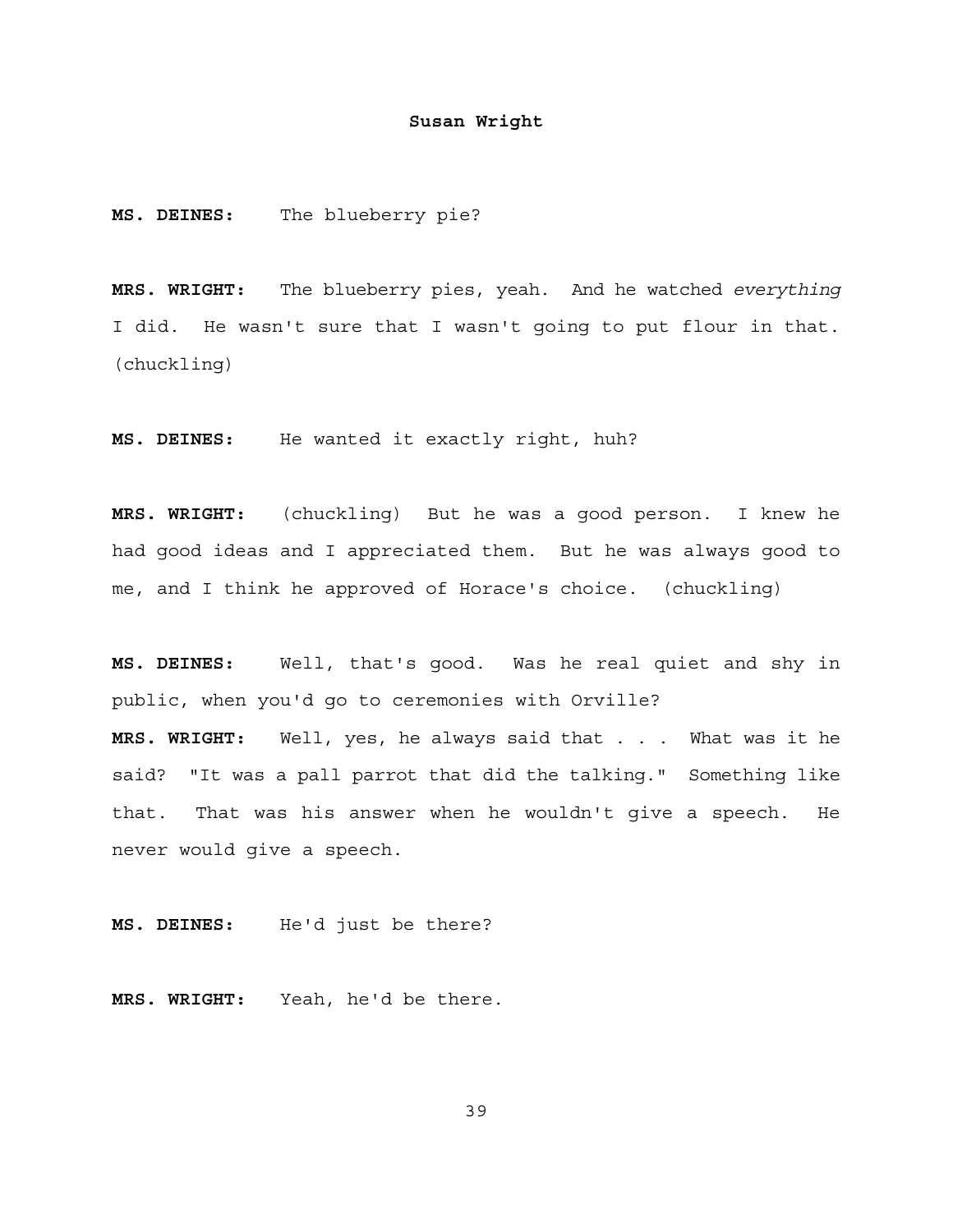**MS. DEINES:** The blueberry pie?

**MRS. WRIGHT:** The blueberry pies, yeah. And he watched *everything* I did. He wasn't sure that I wasn't going to put flour in that. (chuckling)

**MS. DEINES:** He wanted it exactly right, huh?

**MRS. WRIGHT:** (chuckling) But he was a good person. I knew he had good ideas and I appreciated them. But he was always good to me, and I think he approved of Horace's choice. (chuckling)

**MS. DEINES:** Well, that's good. Was he real quiet and shy in public, when you'd go to ceremonies with Orville?

**MRS. WRIGHT:** Well, yes, he always said that . . . What was it he said? "It was a pall parrot that did the talking." Something like that. That was his answer when he wouldn't give a speech. He never would give a speech.

**MS. DEINES:** He'd just be there?

**MRS. WRIGHT:** Yeah, he'd be there.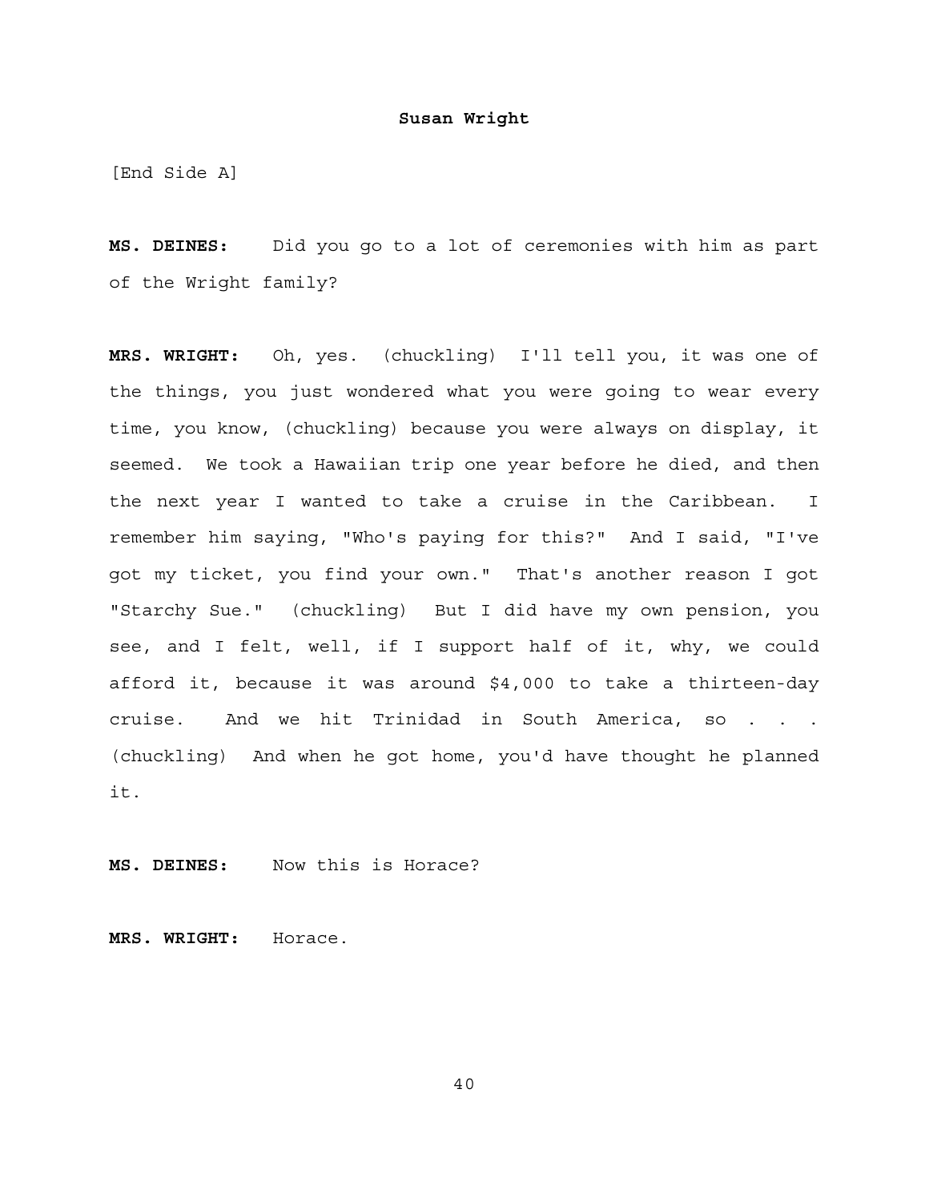[End Side A]

**MS. DEINES:** Did you go to a lot of ceremonies with him as part of the Wright family?

**MRS. WRIGHT:** Oh, yes. (chuckling) I'll tell you, it was one of the things, you just wondered what you were going to wear every time, you know, (chuckling) because you were always on display, it seemed. We took a Hawaiian trip one year before he died, and then the next year I wanted to take a cruise in the Caribbean. I remember him saying, "Who's paying for this?" And I said, "I've got my ticket, you find your own." That's another reason I got "Starchy Sue." (chuckling) But I did have my own pension, you see, and I felt, well, if I support half of it, why, we could afford it, because it was around $4,000 to take a thirteen-day cruise. And we hit Trinidad in South America, so . . . (chuckling) And when he got home, you'd have thought he planned it.

**MS. DEINES:** Now this is Horace?

**MRS. WRIGHT:** Horace.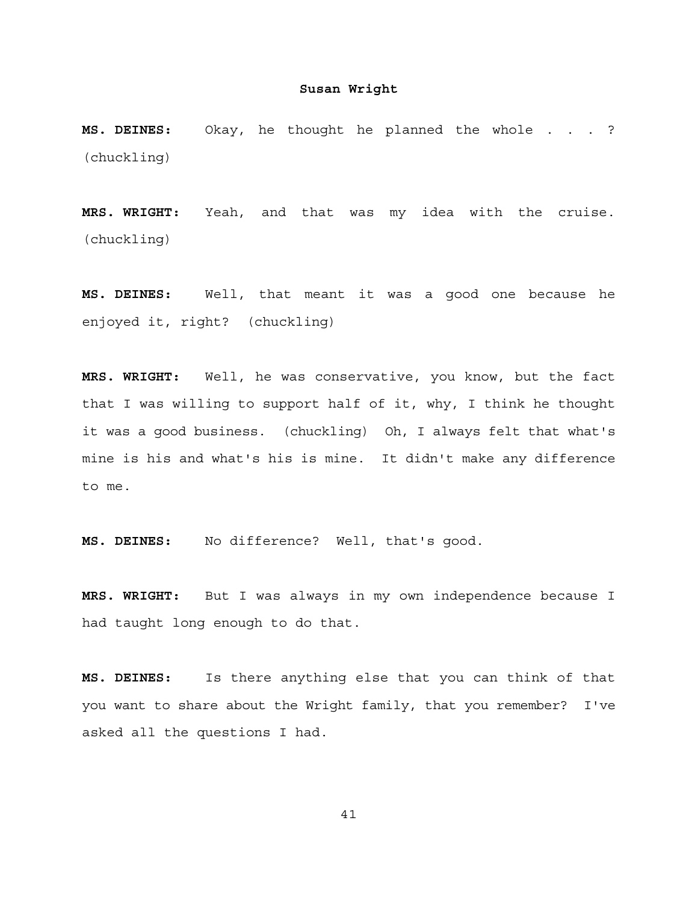**MS. DEINES:** Okay, he thought he planned the whole . . . ? (chuckling)

**MRS. WRIGHT:** Yeah, and that was my idea with the cruise. (chuckling)

**MS. DEINES:** Well, that meant it was a good one because he enjoyed it, right? (chuckling)

**MRS. WRIGHT:** Well, he was conservative, you know, but the fact that I was willing to support half of it, why, I think he thought it was a good business. (chuckling) Oh, I always felt that what's mine is his and what's his is mine. It didn't make any difference to me.

**MS. DEINES:** No difference? Well, that's good.

**MRS. WRIGHT:** But I was always in my own independence because I had taught long enough to do that.

**MS. DEINES:** Is there anything else that you can think of that you want to share about the Wright family, that you remember? I've asked all the questions I had.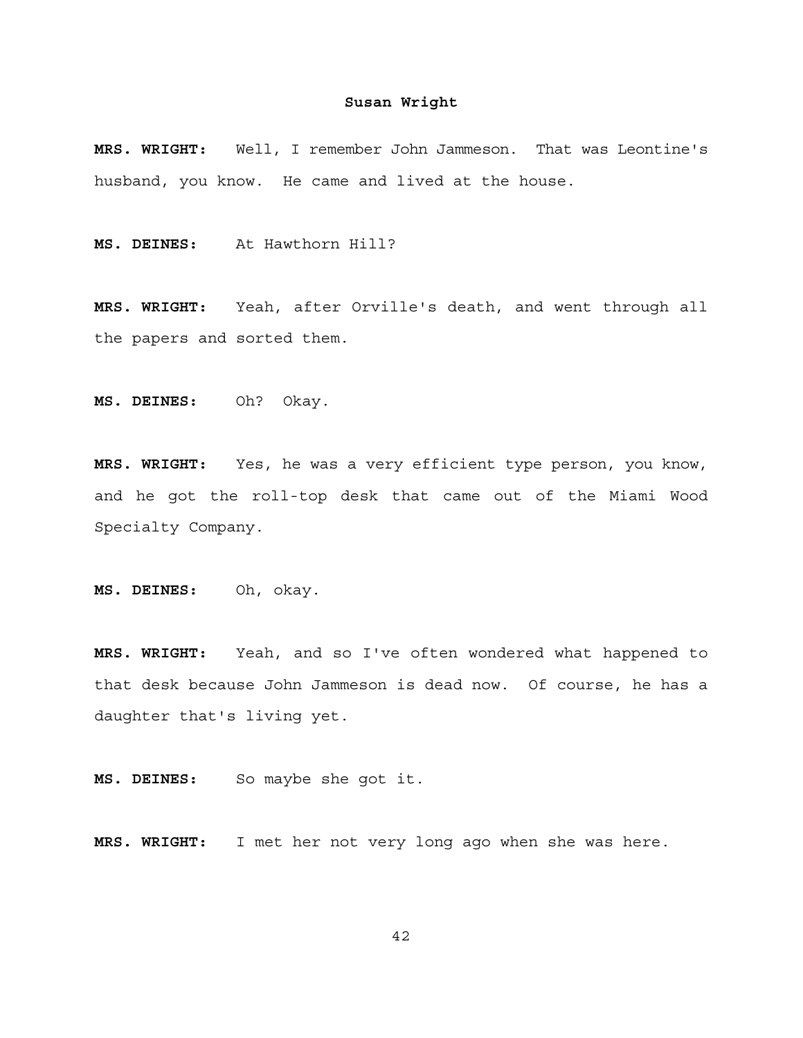**Susan Wright**

**MRS. WRIGHT:** Well, I remember John Jammeson. That was Leontine's husband, you know. He came and lived at the house.

**MS. DEINES:** At Hawthorn Hill?

**MRS. WRIGHT:** Yeah, after Orville's death, and went through all the papers and sorted them.

**MS. DEINES:** Oh? Okay.

**MRS. WRIGHT:** Yes, he was a very efficient type person, you know, and he got the roll-top desk that came out of the Miami Wood Specialty Company.

**MS. DEINES:** Oh, okay.

**MRS. WRIGHT:** Yeah, and so I've often wondered what happened to that desk because John Jammeson is dead now. Of course, he has a daughter that's living yet.

**MS. DEINES:** So maybe she got it.

**MRS. WRIGHT:** I met her not very long ago when she was here.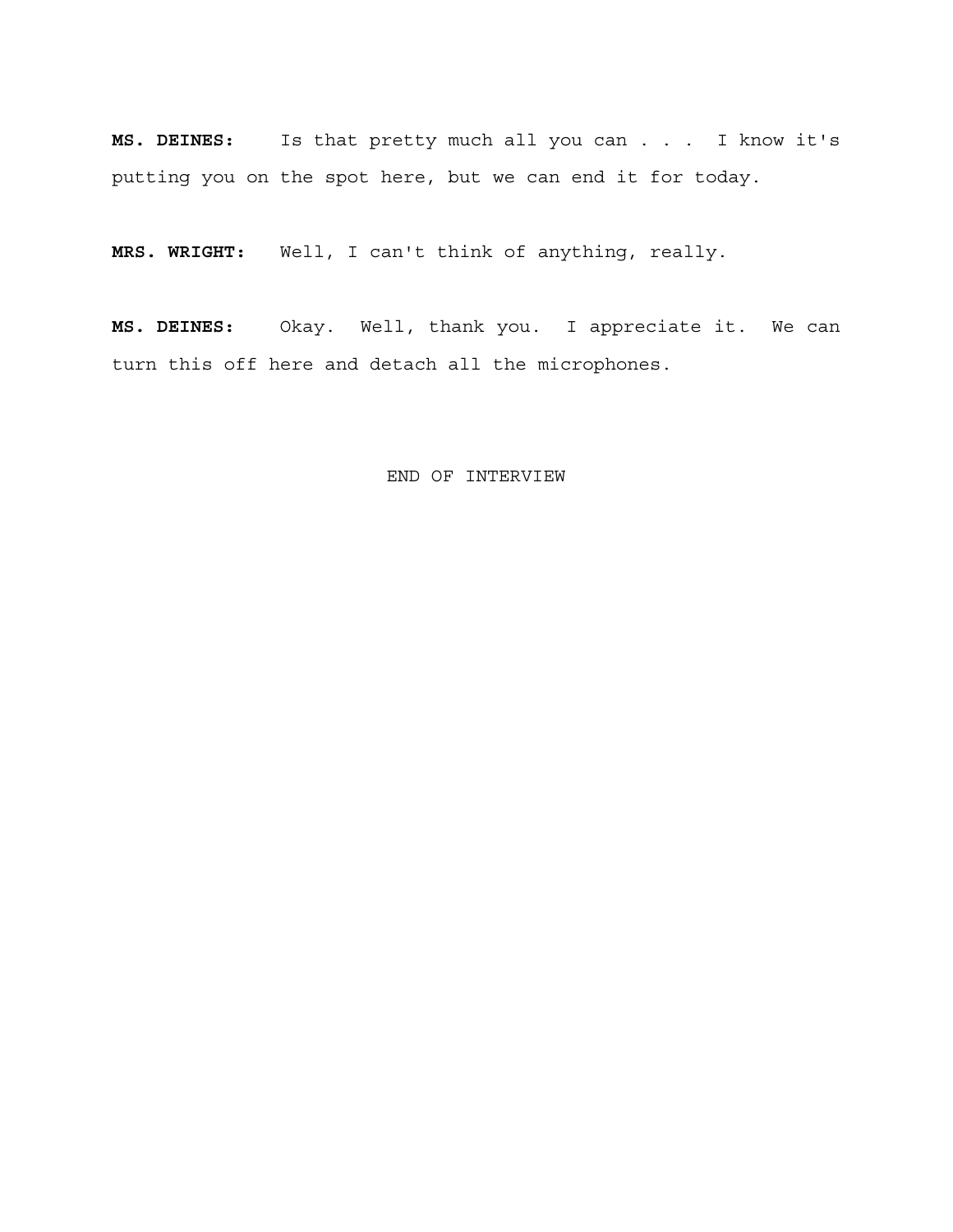**MS. DEINES:** Is that pretty much all you can . . . I know it's putting you on the spot here, but we can end it for today.

**MRS. WRIGHT:** Well, I can't think of anything, really.

**MS. DEINES:** Okay. Well, thank you. I appreciate it. We can turn this off here and detach all the microphones.

END OF INTERVIEW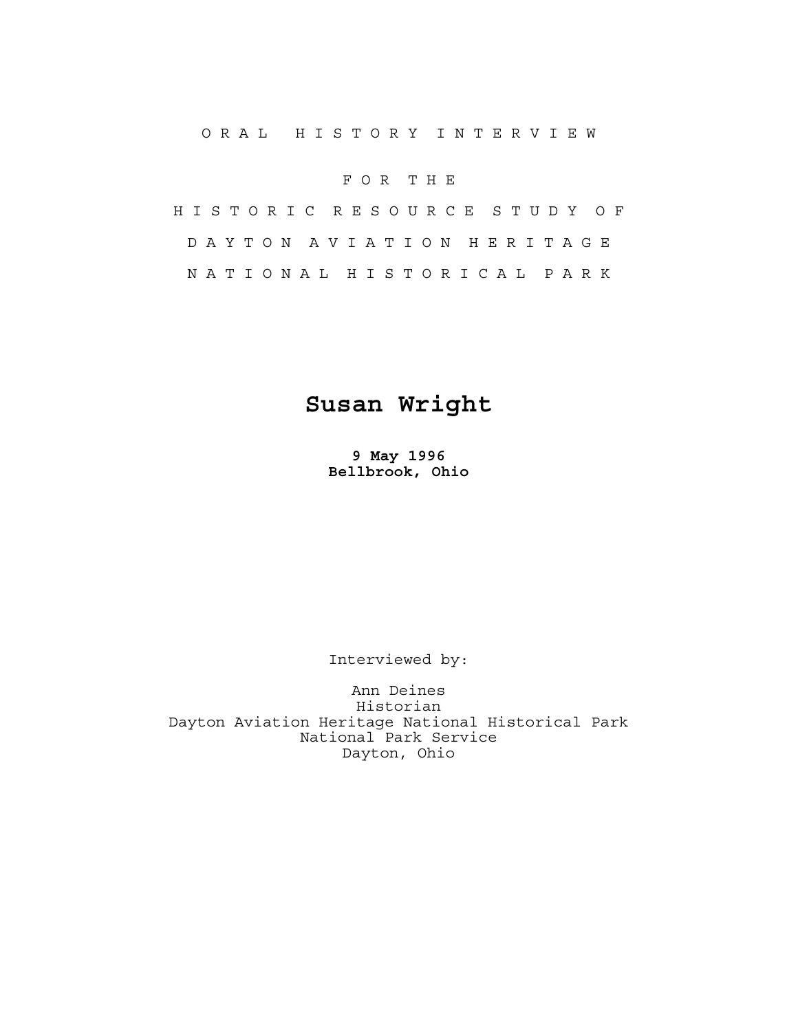ORAL HISTORY INTERVIEW

FOR THE

HISTORIC RESOURCE STUDY OF

DAYTON AVIATION HERITAGE

NATIONAL HISTORICAL PARK

# Susan Wright

**9 May 1996**
**Bellbrook, Ohio**

Interviewed by:

Ann Deines
Historian
Dayton Aviation Heritage National Historical Park
National Park Service
Dayton, Ohio